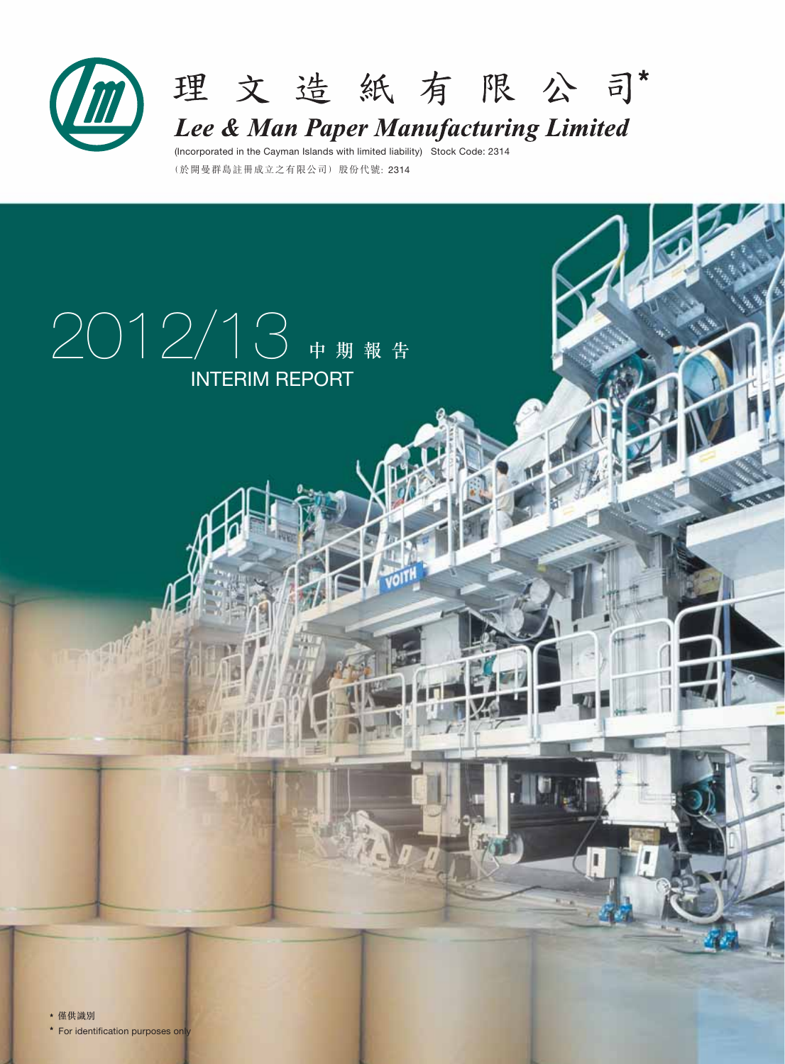# 理文造紙有限公司*

# *Lee & Man Paper Manufacturing Limited*

(Incorporated in the Cayman Islands with limited liability) Stock Code: 2314

(於開曼群島註冊成立之有限公司) 股份代號: 2314

## 2012/13 中期報告

## INTERIM REPORT

\* 僅供識別

\* For identification purposes only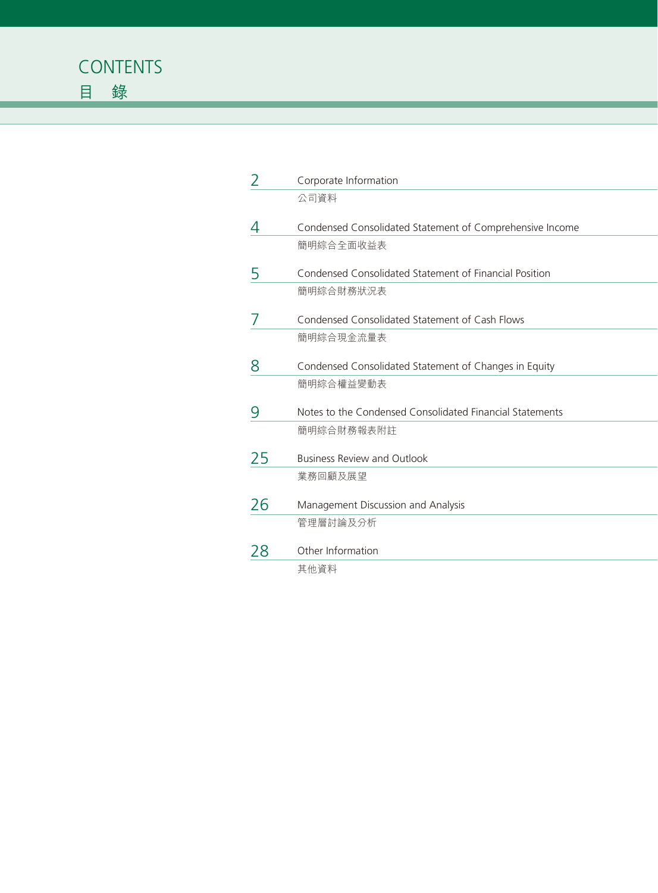# CONTENTS
# 目 錄

| Page | Section |
|---|---|
| 2 | Corporate Information<br>公司資料 |
| 4 | Condensed Consolidated Statement of Comprehensive Income<br>簡明綜合全面收益表 |
| 5 | Condensed Consolidated Statement of Financial Position<br>簡明綜合財務狀況表 |
| 7 | Condensed Consolidated Statement of Cash Flows<br>簡明綜合現金流量表 |
| 8 | Condensed Consolidated Statement of Changes in Equity<br>簡明綜合權益變動表 |
| 9 | Notes to the Condensed Consolidated Financial Statements<br>簡明綜合財務報表附註 |
| 25 | Business Review and Outlook<br>業務回顧及展望 |
| 26 | Management Discussion and Analysis<br>管理層討論及分析 |
| 28 | Other Information<br>其他資料 |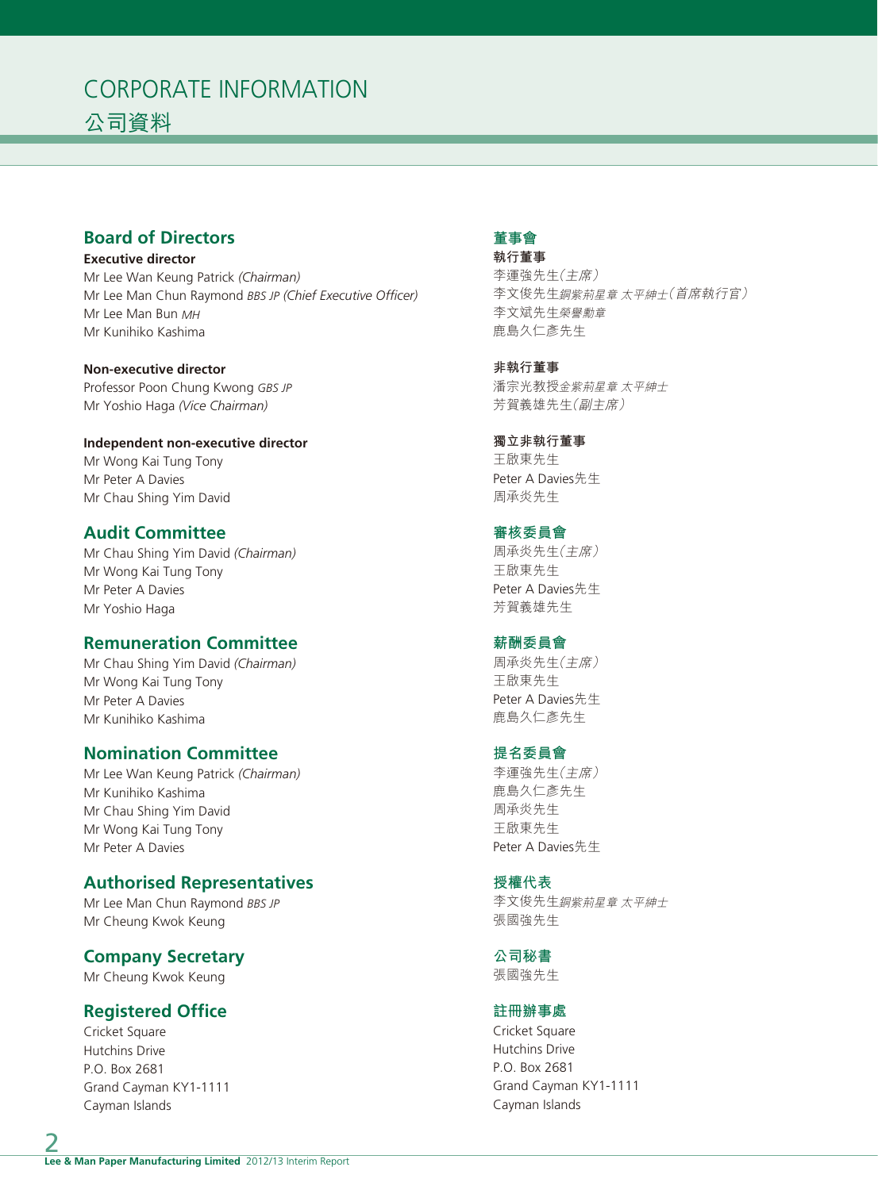# CORPORATE INFORMATION
# 公司資料

## Board of Directors

**Executive director**

Mr Lee Wan Keung Patrick *(Chairman)*
Mr Lee Man Chun Raymond *BBS JP (Chief Executive Officer)*
Mr Lee Man Bun *MH*
Mr Kunihiko Kashima

**Non-executive director**

Professor Poon Chung Kwong *GBS JP*
Mr Yoshio Haga *(Vice Chairman)*

**Independent non-executive director**

Mr Wong Kai Tung Tony
Mr Peter A Davies
Mr Chau Shing Yim David

## Audit Committee

Mr Chau Shing Yim David *(Chairman)*
Mr Wong Kai Tung Tony
Mr Peter A Davies
Mr Yoshio Haga

## Remuneration Committee

Mr Chau Shing Yim David *(Chairman)*
Mr Wong Kai Tung Tony
Mr Peter A Davies
Mr Kunihiko Kashima

## Nomination Committee

Mr Lee Wan Keung Patrick *(Chairman)*
Mr Kunihiko Kashima
Mr Chau Shing Yim David
Mr Wong Kai Tung Tony
Mr Peter A Davies

## Authorised Representatives

Mr Lee Man Chun Raymond *BBS JP*
Mr Cheung Kwok Keung

## Company Secretary

Mr Cheung Kwok Keung

## Registered Office

Cricket Square
Hutchins Drive
P.O. Box 2681
Grand Cayman KY1-1111
Cayman Islands

## 董事會

**執行董事**

李運強先生*(主席)*
李文俊先生*銅紫荊星章 太平紳士(首席執行官)*
李文斌先生*榮譽勳章*
鹿島久仁彥先生

**非執行董事**

潘宗光教授*金紫荊星章 太平紳士*
芳賀義雄先生*(副主席)*

**獨立非執行董事**

王啟東先生
Peter A Davies先生
周承炎先生

## 審核委員會

周承炎先生*(主席)*
王啟東先生
Peter A Davies先生
芳賀義雄先生

## 薪酬委員會

周承炎先生*(主席)*
王啟東先生
Peter A Davies先生
鹿島久仁彥先生

## 提名委員會

李運強先生*(主席)*
鹿島久仁彥先生
周承炎先生
王啟東先生
Peter A Davies先生

## 授權代表

李文俊先生*銅紫荊星章 太平紳士*
張國強先生

## 公司秘書

張國強先生

## 註冊辦事處

Cricket Square
Hutchins Drive
P.O. Box 2681
Grand Cayman KY1-1111
Cayman Islands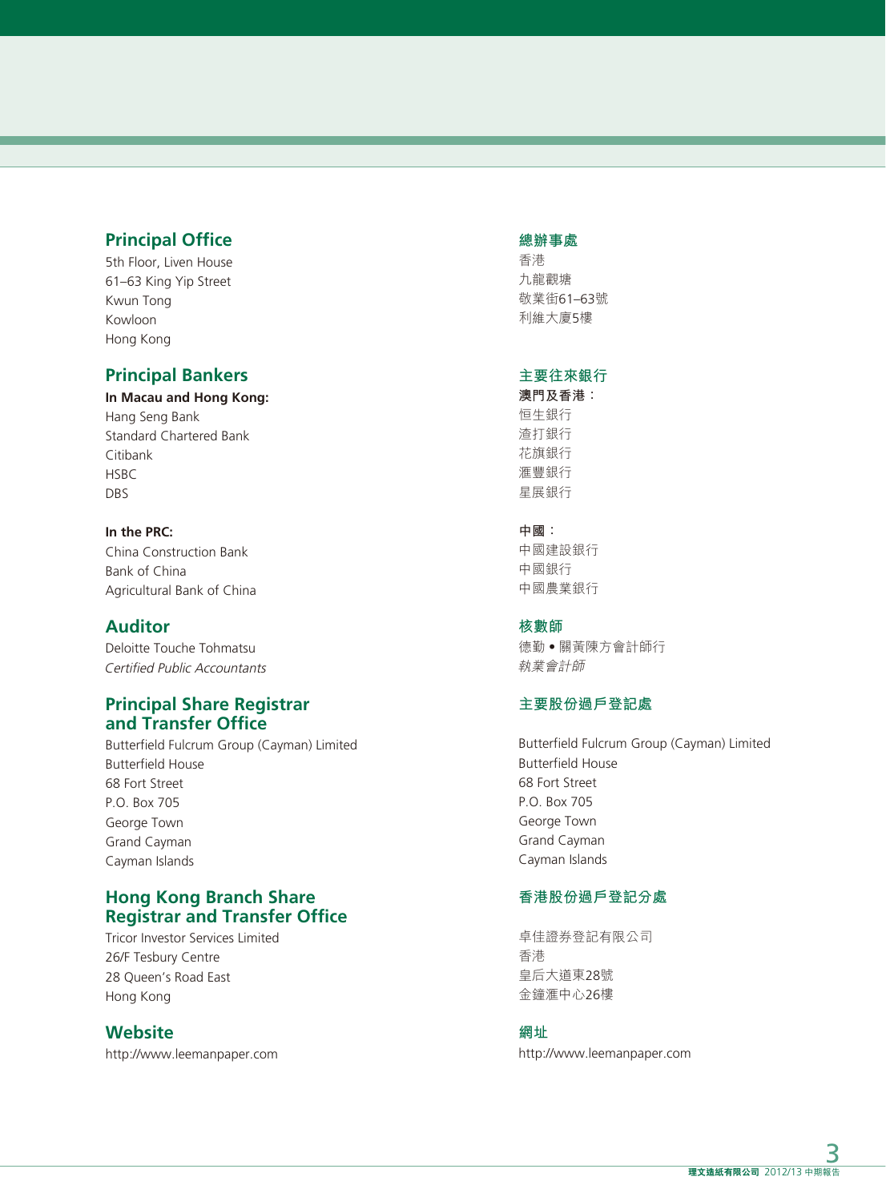## Principal Office

5th Floor, Liven House
61–63 King Yip Street
Kwun Tong
Kowloon
Hong Kong

## Principal Bankers

**In Macau and Hong Kong:**
Hang Seng Bank
Standard Chartered Bank
Citibank
HSBC
DBS

**In the PRC:**
China Construction Bank
Bank of China
Agricultural Bank of China

## Auditor

Deloitte Touche Tohmatsu
*Certified Public Accountants*

## Principal Share Registrar and Transfer Office

Butterfield Fulcrum Group (Cayman) Limited
Butterfield House
68 Fort Street
P.O. Box 705
George Town
Grand Cayman
Cayman Islands

## Hong Kong Branch Share Registrar and Transfer Office

Tricor Investor Services Limited
26/F Tesbury Centre
28 Queen's Road East
Hong Kong

## Website

http://www.leemanpaper.com

## 總辦事處

香港
九龍觀塘
敬業街61–63號
利維大廈5樓

## 主要往來銀行

**澳門及香港：**
恒生銀行
渣打銀行
花旗銀行
滙豐銀行
星展銀行

**中國：**
中國建設銀行
中國銀行
中國農業銀行

## 核數師

德勤 • 關黃陳方會計師行
*執業會計師*

## 主要股份過戶登記處

Butterfield Fulcrum Group (Cayman) Limited
Butterfield House
68 Fort Street
P.O. Box 705
George Town
Grand Cayman
Cayman Islands

## 香港股份過戶登記分處

卓佳證券登記有限公司
香港
皇后大道東28號
金鐘滙中心26樓

## 網址

http://www.leemanpaper.com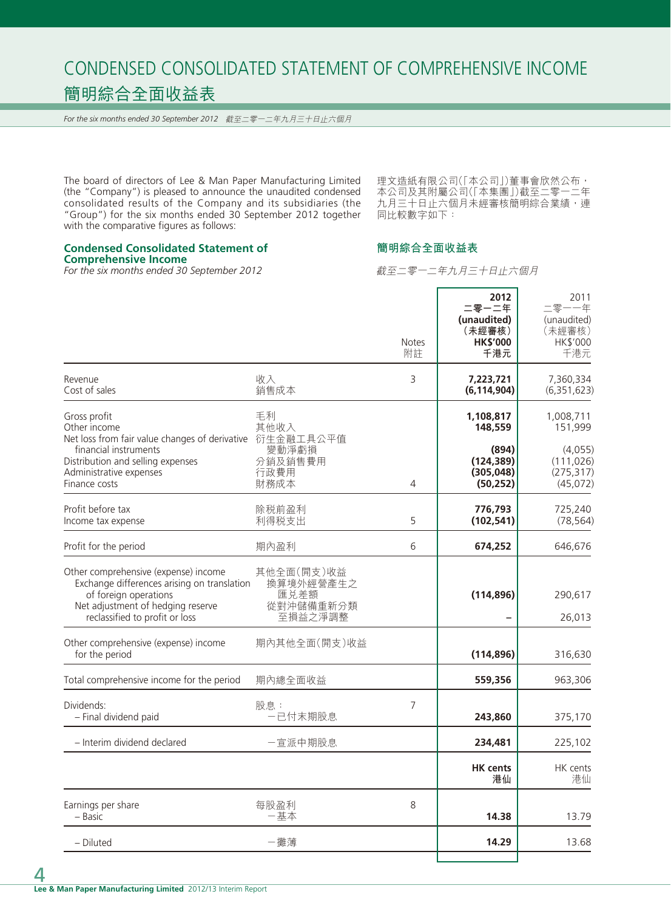# CONDENSED CONSOLIDATED STATEMENT OF COMPREHENSIVE INCOME
# 簡明綜合全面收益表

*For the six months ended 30 September 2012 截至二零一二年九月三十日止六個月*

The board of directors of Lee & Man Paper Manufacturing Limited (the "Company") is pleased to announce the unaudited condensed consolidated results of the Company and its subsidiaries (the "Group") for the six months ended 30 September 2012 together with the comparative figures as follows:

理文造紙有限公司(「本公司」)董事會欣然公布，本公司及其附屬公司(「本集團」)截至二零一二年九月三十日止六個月未經審核簡明綜合業績，連同比較數字如下：

## Condensed Consolidated Statement of Comprehensive Income
## 簡明綜合全面收益表

*For the six months ended 30 September 2012*

*截至二零一二年九月三十日止六個月*

| | | Notes 附註 | **2012 二零一二年 (unaudited) (未經審核) HK$'000 千港元** | 2011 二零一一年 (unaudited) (未經審核) HK$'000 千港元 |
|---|---|---|---|---|
| Revenue | 收入 | 3 | **7,223,721** | 7,360,334 |
| Cost of sales | 銷售成本 | | **(6,114,904)** | (6,351,623) |
| Gross profit | 毛利 | | **1,108,817** | 1,008,711 |
| Other income | 其他收入 | | **148,559** | 151,999 |
| Net loss from fair value changes of derivative financial instruments | 衍生金融工具公平值變動淨虧損 | | **(894)** | (4,055) |
| Distribution and selling expenses | 分銷及銷售費用 | | **(124,389)** | (111,026) |
| Administrative expenses | 行政費用 | | **(305,048)** | (275,317) |
| Finance costs | 財務成本 | 4 | **(50,252)** | (45,072) |
| Profit before tax | 除稅前盈利 | | **776,793** | 725,240 |
| Income tax expense | 利得稅支出 | 5 | **(102,541)** | (78,564) |
| Profit for the period | 期內盈利 | 6 | **674,252** | 646,676 |
| Other comprehensive (expense) income | 其他全面(開支)收益 | | | |
| Exchange differences arising on translation of foreign operations | 換算境外經營產生之匯兑差額 | | **(114,896)** | 290,617 |
| Net adjustment of hedging reserve reclassified to profit or loss | 從對沖儲備重新分類至損益之淨調整 | | **–** | 26,013 |
| Other comprehensive (expense) income for the period | 期內其他全面(開支)收益 | | **(114,896)** | 316,630 |
| Total comprehensive income for the period | 期內總全面收益 | | **559,356** | 963,306 |
| Dividends: | 股息： | 7 | | |
| – Final dividend paid | －已付末期股息 | | **243,860** | 375,170 |
| – Interim dividend declared | －宣派中期股息 | | **234,481** | 225,102 |
| | | | **HK cents 港仙** | HK cents 港仙 |
| Earnings per share | 每股盈利 | 8 | | |
| – Basic | －基本 | | **14.38** | 13.79 |
| – Diluted | －攤薄 | | **14.29** | 13.68 |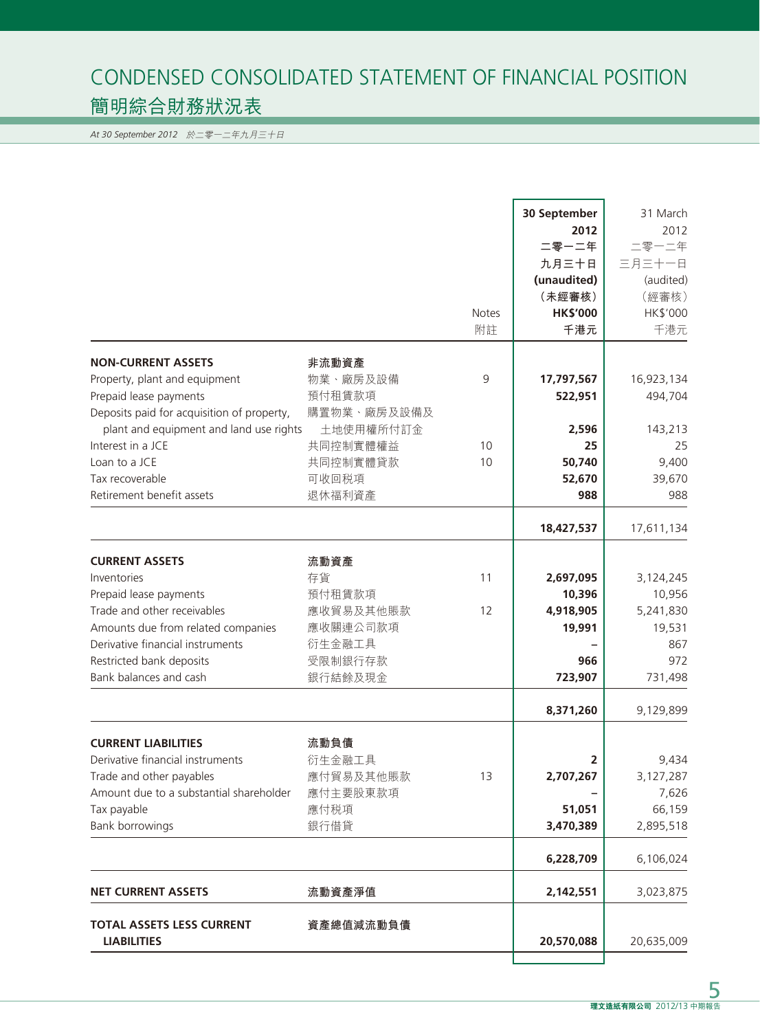# CONDENSED CONSOLIDATED STATEMENT OF FINANCIAL POSITION
## 簡明綜合財務狀況表

*At 30 September 2012　於二零一二年九月三十日*

| | | Notes<br>附註 | **30 September 2012<br>二零一二年<br>九月三十日<br>(unaudited)<br>（未經審核）<br>HK$'000<br>千港元** | 31 March 2012<br>二零一二年<br>三月三十一日<br>(audited)<br>（經審核）<br>HK$'000<br>千港元 |
|---|---|---|---|---|
| **NON-CURRENT ASSETS** | **非流動資產** | | | |
| Property, plant and equipment | 物業、廠房及設備 | 9 | **17,797,567** | 16,923,134 |
| Prepaid lease payments | 預付租賃款項 | | **522,951** | 494,704 |
| Deposits paid for acquisition of property, plant and equipment and land use rights | 購置物業、廠房及設備及土地使用權所付訂金 | | **2,596** | 143,213 |
| Interest in a JCE | 共同控制實體權益 | 10 | **25** | 25 |
| Loan to a JCE | 共同控制實體貸款 | 10 | **50,740** | 9,400 |
| Tax recoverable | 可收回稅項 | | **52,670** | 39,670 |
| Retirement benefit assets | 退休福利資產 | | **988** | 988 |
| | | | **18,427,537** | 17,611,134 |
| **CURRENT ASSETS** | **流動資產** | | | |
| Inventories | 存貨 | 11 | **2,697,095** | 3,124,245 |
| Prepaid lease payments | 預付租賃款項 | | **10,396** | 10,956 |
| Trade and other receivables | 應收貿易及其他賬款 | 12 | **4,918,905** | 5,241,830 |
| Amounts due from related companies | 應收關連公司款項 | | **19,991** | 19,531 |
| Derivative financial instruments | 衍生金融工具 | | **–** | 867 |
| Restricted bank deposits | 受限制銀行存款 | | **966** | 972 |
| Bank balances and cash | 銀行結餘及現金 | | **723,907** | 731,498 |
| | | | **8,371,260** | 9,129,899 |
| **CURRENT LIABILITIES** | **流動負債** | | | |
| Derivative financial instruments | 衍生金融工具 | | **2** | 9,434 |
| Trade and other payables | 應付貿易及其他賬款 | 13 | **2,707,267** | 3,127,287 |
| Amount due to a substantial shareholder | 應付主要股東款項 | | **–** | 7,626 |
| Tax payable | 應付稅項 | | **51,051** | 66,159 |
| Bank borrowings | 銀行借貸 | | **3,470,389** | 2,895,518 |
| | | | **6,228,709** | 6,106,024 |
| **NET CURRENT ASSETS** | **流動資產淨值** | | **2,142,551** | 3,023,875 |
| **TOTAL ASSETS LESS CURRENT LIABILITIES** | **資產總值減流動負債** | | **20,570,088** | 20,635,009 |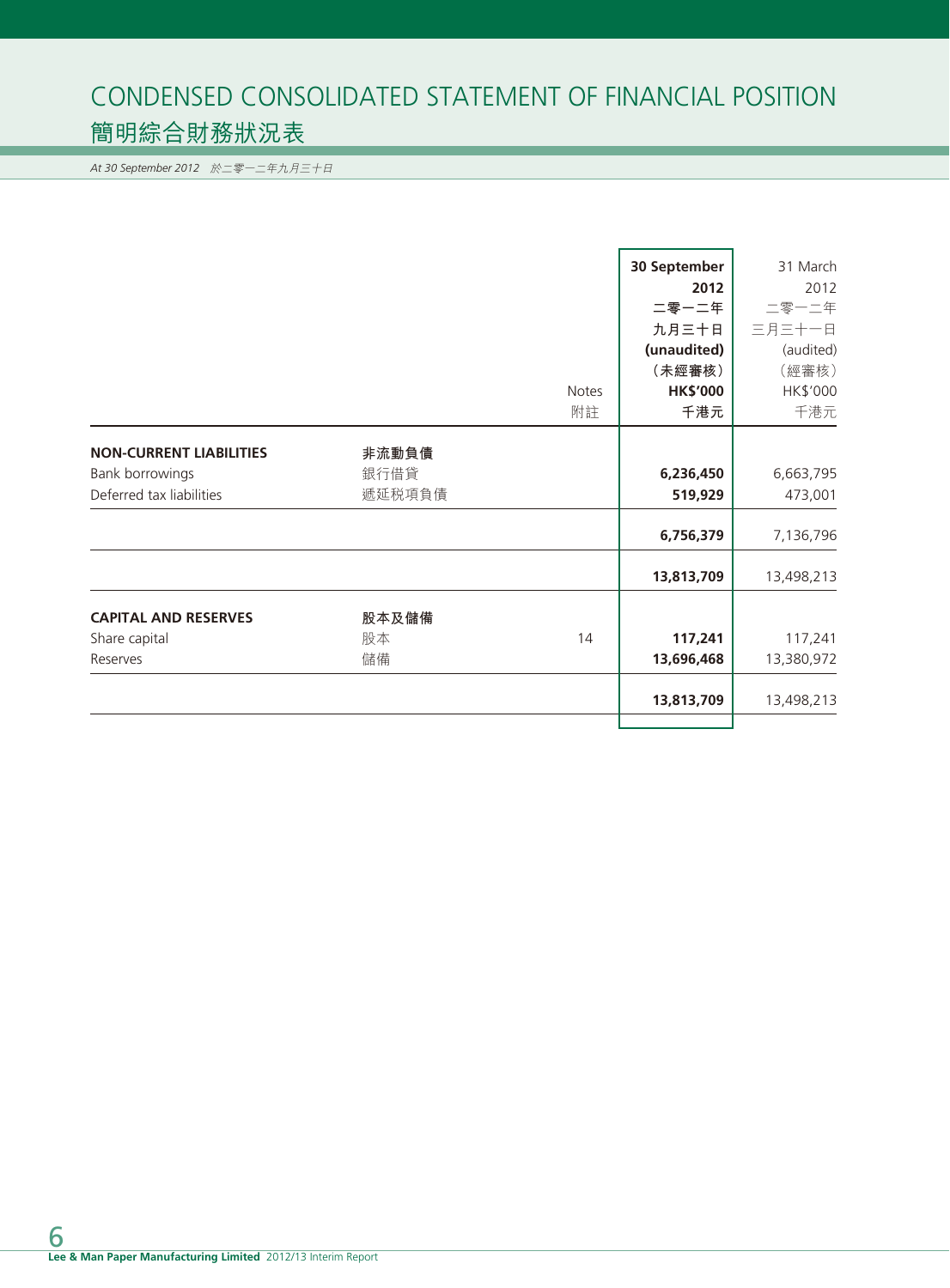# CONDENSED CONSOLIDATED STATEMENT OF FINANCIAL POSITION
# 簡明綜合財務狀況表

*At 30 September 2012 於二零一二年九月三十日*

| | | Notes 附註 | 30 September 2012 二零一二年九月三十日 (unaudited) (未經審核) HK$'000 千港元 | 31 March 2012 二零一二年三月三十一日 (audited) (經審核) HK$'000 千港元 |
|---|---|---|---|---|
| **NON-CURRENT LIABILITIES** | **非流動負債** | | | |
| Bank borrowings | 銀行借貸 | | **6,236,450** | 6,663,795 |
| Deferred tax liabilities | 遞延稅項負債 | | **519,929** | 473,001 |
| | | | **6,756,379** | 7,136,796 |
| | | | **13,813,709** | 13,498,213 |
| **CAPITAL AND RESERVES** | **股本及儲備** | | | |
| Share capital | 股本 | 14 | **117,241** | 117,241 |
| Reserves | 儲備 | | **13,696,468** | 13,380,972 |
| | | | **13,813,709** | 13,498,213 |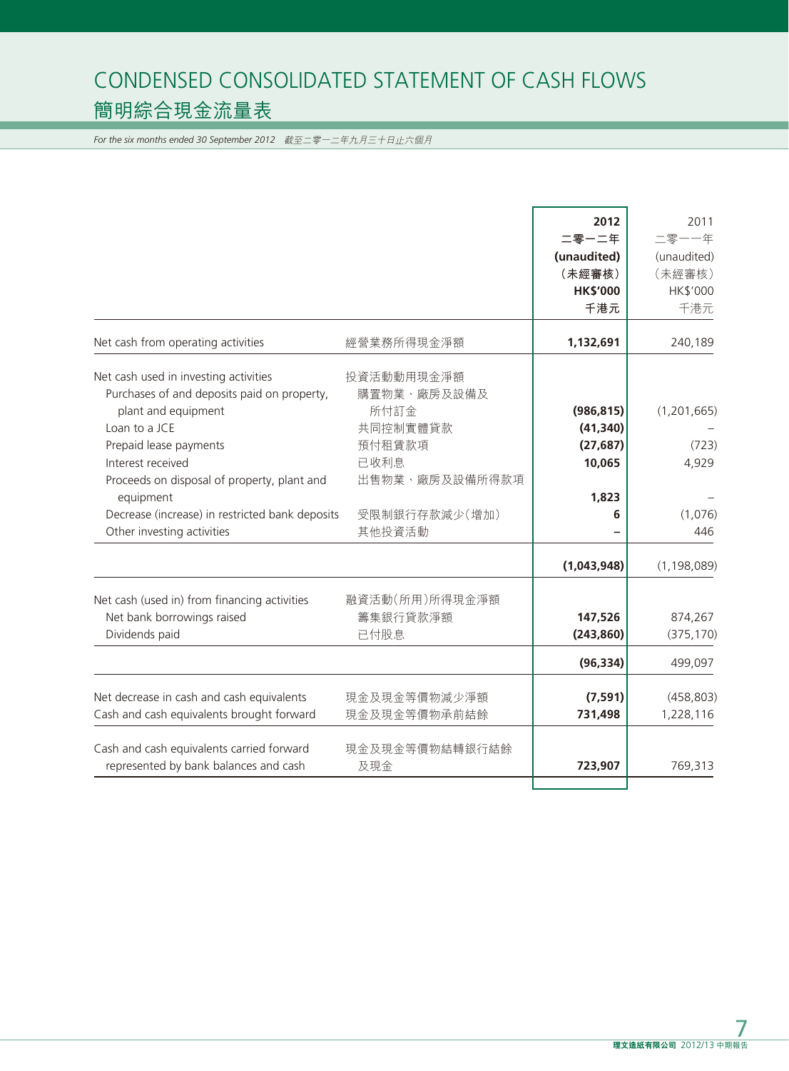# CONDENSED CONSOLIDATED STATEMENT OF CASH FLOWS
## 簡明綜合現金流量表

*For the six months ended 30 September 2012 截至二零一二年九月三十日止六個月*

| | | **2012**<br>**二零一二年**<br>**(unaudited)**<br>**(未經審核)**<br>**HK$'000**<br>**千港元** | 2011<br>二零一一年<br>(unaudited)<br>(未經審核)<br>HK$'000<br>千港元 |
|---|---|---|---|
| Net cash from operating activities | 經營業務所得現金淨額 | **1,132,691** | 240,189 |
| Net cash used in investing activities | 投資活動動用現金淨額 | | |
| Purchases of and deposits paid on property, plant and equipment | 購置物業、廠房及設備及所付訂金 | **(986,815)** | (1,201,665) |
| Loan to a JCE | 共同控制實體貸款 | **(41,340)** | – |
| Prepaid lease payments | 預付租賃款項 | **(27,687)** | (723) |
| Interest received | 已收利息 | **10,065** | 4,929 |
| Proceeds on disposal of property, plant and equipment | 出售物業、廠房及設備所得款項 | **1,823** | – |
| Decrease (increase) in restricted bank deposits | 受限制銀行存款減少(增加) | **6** | (1,076) |
| Other investing activities | 其他投資活動 | **–** | 446 |
| | | **(1,043,948)** | (1,198,089) |
| Net cash (used in) from financing activities | 融資活動(所用)所得現金淨額 | | |
| Net bank borrowings raised | 籌集銀行貸款淨額 | **147,526** | 874,267 |
| Dividends paid | 已付股息 | **(243,860)** | (375,170) |
| | | **(96,334)** | 499,097 |
| Net decrease in cash and cash equivalents | 現金及現金等價物減少淨額 | **(7,591)** | (458,803) |
| Cash and cash equivalents brought forward | 現金及現金等價物承前結餘 | **731,498** | 1,228,116 |
| Cash and cash equivalents carried forward represented by bank balances and cash | 現金及現金等價物結轉銀行結餘及現金 | **723,907** | 769,313 |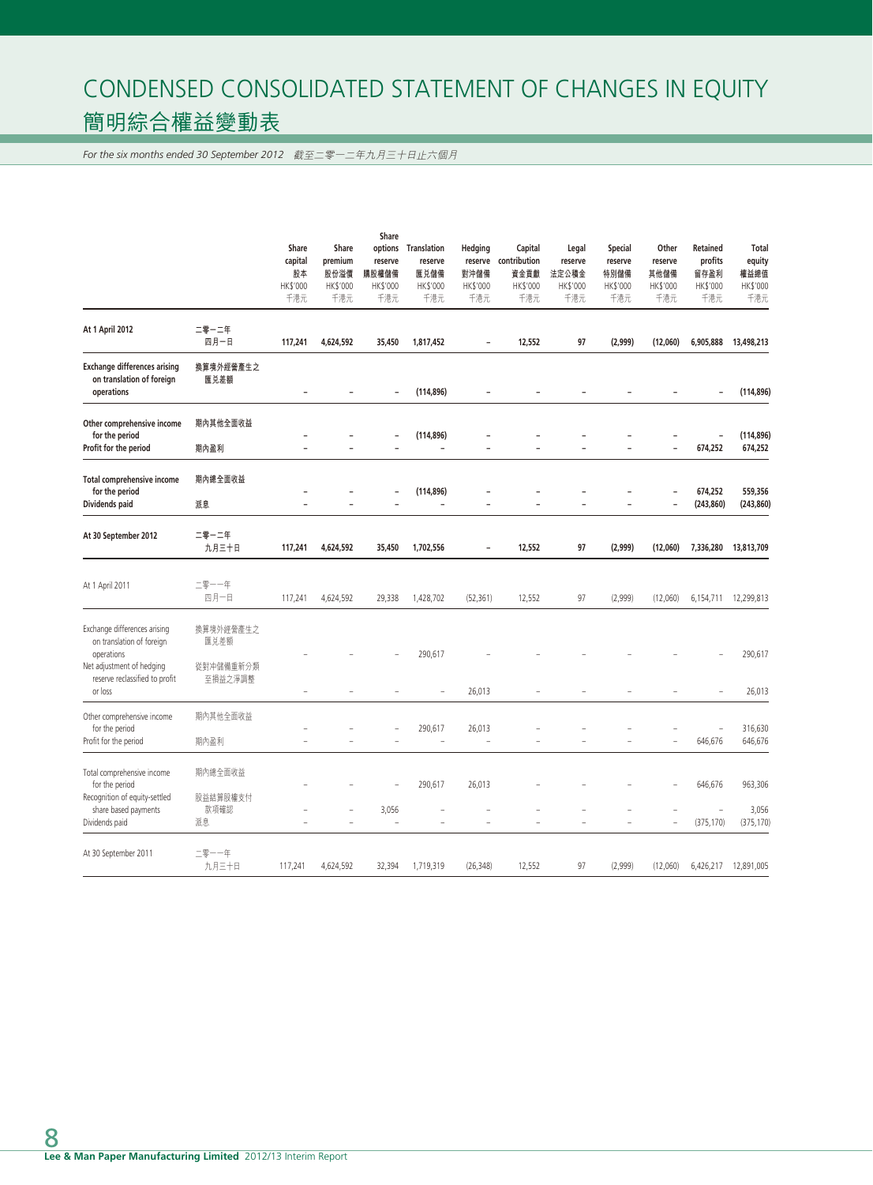# CONDENSED CONSOLIDATED STATEMENT OF CHANGES IN EQUITY
# 簡明綜合權益變動表

*For the six months ended 30 September 2012　截至二零一二年九月三十日止六個月*

| | | Share capital 股本 HK$'000 千港元 | Share premium 股份溢價 HK$'000 千港元 | Share options reserve 購股權儲備 HK$'000 千港元 | Translation reserve 匯兌儲備 HK$'000 千港元 | Hedging reserve 對沖儲備 HK$'000 千港元 | Capital contribution 資金貢獻 HK$'000 千港元 | Legal reserve 法定公積金 HK$'000 千港元 | Special reserve 特別儲備 HK$'000 千港元 | Other reserve 其他儲備 HK$'000 千港元 | Retained profits 留存盈利 HK$'000 千港元 | Total equity 權益總值 HK$'000 千港元 |
|---|---|---|---|---|---|---|---|---|---|---|---|---|
| **At 1 April 2012** | **二零一二年四月一日** | **117,241** | **4,624,592** | **35,450** | **1,817,452** | **–** | **12,552** | **97** | **(2,999)** | **(12,060)** | **6,905,888** | **13,498,213** |
| **Exchange differences arising on translation of foreign operations** | **換算境外經營產生之匯兌差額** | **–** | **–** | **–** | **(114,896)** | **–** | **–** | **–** | **–** | **–** | **–** | **(114,896)** |
| **Other comprehensive income for the period** | **期內其他全面收益** | **–** | **–** | **–** | **(114,896)** | **–** | **–** | **–** | **–** | **–** | **–** | **(114,896)** |
| **Profit for the period** | **期內盈利** | **–** | **–** | **–** | **–** | **–** | **–** | **–** | **–** | **–** | **674,252** | **674,252** |
| **Total comprehensive income for the period** | **期內總全面收益** | **–** | **–** | **–** | **(114,896)** | **–** | **–** | **–** | **–** | **–** | **674,252** | **559,356** |
| **Dividends paid** | **派息** | **–** | **–** | **–** | **–** | **–** | **–** | **–** | **–** | **–** | **(243,860)** | **(243,860)** |
| **At 30 September 2012** | **二零一二年九月三十日** | **117,241** | **4,624,592** | **35,450** | **1,702,556** | **–** | **12,552** | **97** | **(2,999)** | **(12,060)** | **7,336,280** | **13,813,709** |
| At 1 April 2011 | 二零一一年四月一日 | 117,241 | 4,624,592 | 29,338 | 1,428,702 | (52,361) | 12,552 | 97 | (2,999) | (12,060) | 6,154,711 | 12,299,813 |
| Exchange differences arising on translation of foreign operations | 換算境外經營產生之匯兌差額 | – | – | – | 290,617 | – | – | – | – | – | – | 290,617 |
| Net adjustment of hedging reserve reclassified to profit or loss | 從對沖儲備重新分類至損益之淨調整 | – | – | – | – | 26,013 | – | – | – | – | – | 26,013 |
| Other comprehensive income for the period | 期內其他全面收益 | – | – | – | 290,617 | 26,013 | – | – | – | – | – | 316,630 |
| Profit for the period | 期內盈利 | – | – | – | – | – | – | – | – | – | 646,676 | 646,676 |
| Total comprehensive income for the period | 期內總全面收益 | – | – | – | 290,617 | 26,013 | – | – | – | – | 646,676 | 963,306 |
| Recognition of equity-settled share based payments | 股益結算股權支付款項確認 | – | – | 3,056 | – | – | – | – | – | – | – | 3,056 |
| Dividends paid | 派息 | – | – | – | – | – | – | – | – | – | (375,170) | (375,170) |
| At 30 September 2011 | 二零一一年九月三十日 | 117,241 | 4,624,592 | 32,394 | 1,719,319 | (26,348) | 12,552 | 97 | (2,999) | (12,060) | 6,426,217 | 12,891,005 |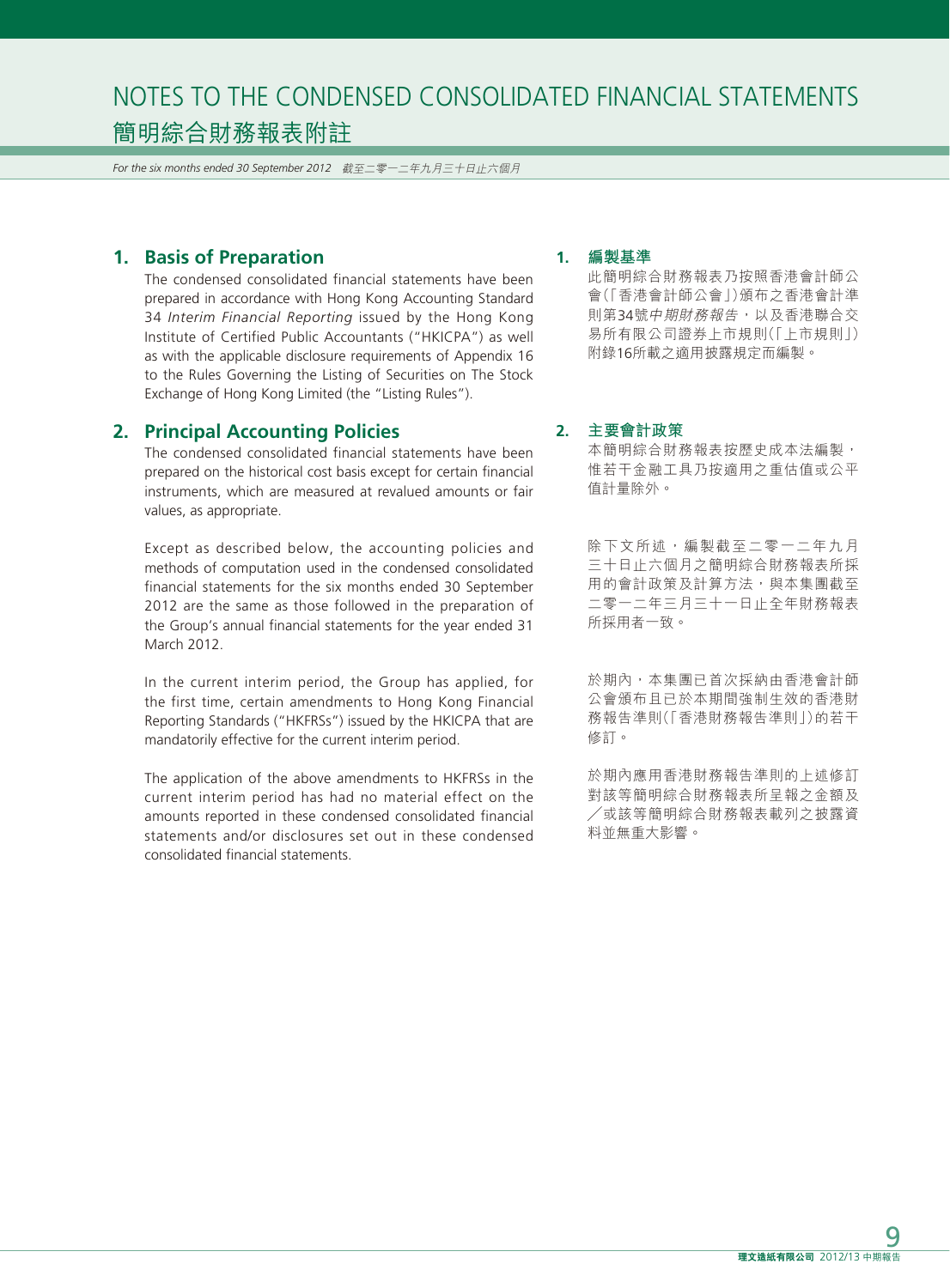# NOTES TO THE CONDENSED CONSOLIDATED FINANCIAL STATEMENTS
# 簡明綜合財務報表附註

*For the six months ended 30 September 2012　截至二零一二年九月三十日止六個月*

## 1. Basis of Preparation

The condensed consolidated financial statements have been prepared in accordance with Hong Kong Accounting Standard 34 *Interim Financial Reporting* issued by the Hong Kong Institute of Certified Public Accountants ("HKICPA") as well as with the applicable disclosure requirements of Appendix 16 to the Rules Governing the Listing of Securities on The Stock Exchange of Hong Kong Limited (the "Listing Rules").

## 2. Principal Accounting Policies

The condensed consolidated financial statements have been prepared on the historical cost basis except for certain financial instruments, which are measured at revalued amounts or fair values, as appropriate.

Except as described below, the accounting policies and methods of computation used in the condensed consolidated financial statements for the six months ended 30 September 2012 are the same as those followed in the preparation of the Group's annual financial statements for the year ended 31 March 2012.

In the current interim period, the Group has applied, for the first time, certain amendments to Hong Kong Financial Reporting Standards ("HKFRSs") issued by the HKICPA that are mandatorily effective for the current interim period.

The application of the above amendments to HKFRSs in the current interim period has had no material effect on the amounts reported in these condensed consolidated financial statements and/or disclosures set out in these condensed consolidated financial statements.

## 1. 編製基準

此簡明綜合財務報表乃按照香港會計師公會(「香港會計師公會」)頒布之香港會計準則第34號*中期財務報告*，以及香港聯合交易所有限公司證券上市規則(「上市規則」)附錄16所載之適用披露規定而編製。

## 2. 主要會計政策

本簡明綜合財務報表按歷史成本法編製，惟若干金融工具乃按適用之重估值或公平值計量除外。

除下文所述，編製截至二零一二年九月三十日止六個月之簡明綜合財務報表所採用的會計政策及計算方法，與本集團截至二零一二年三月三十一日止全年財務報表所採用者一致。

於期內，本集團已首次採納由香港會計師公會頒布且已於本期間強制生效的香港財務報告準則(「香港財務報告準則」)的若干修訂。

於期內應用香港財務報告準則的上述修訂對該等簡明綜合財務報表所呈報之金額及／或該等簡明綜合財務報表載列之披露資料並無重大影響。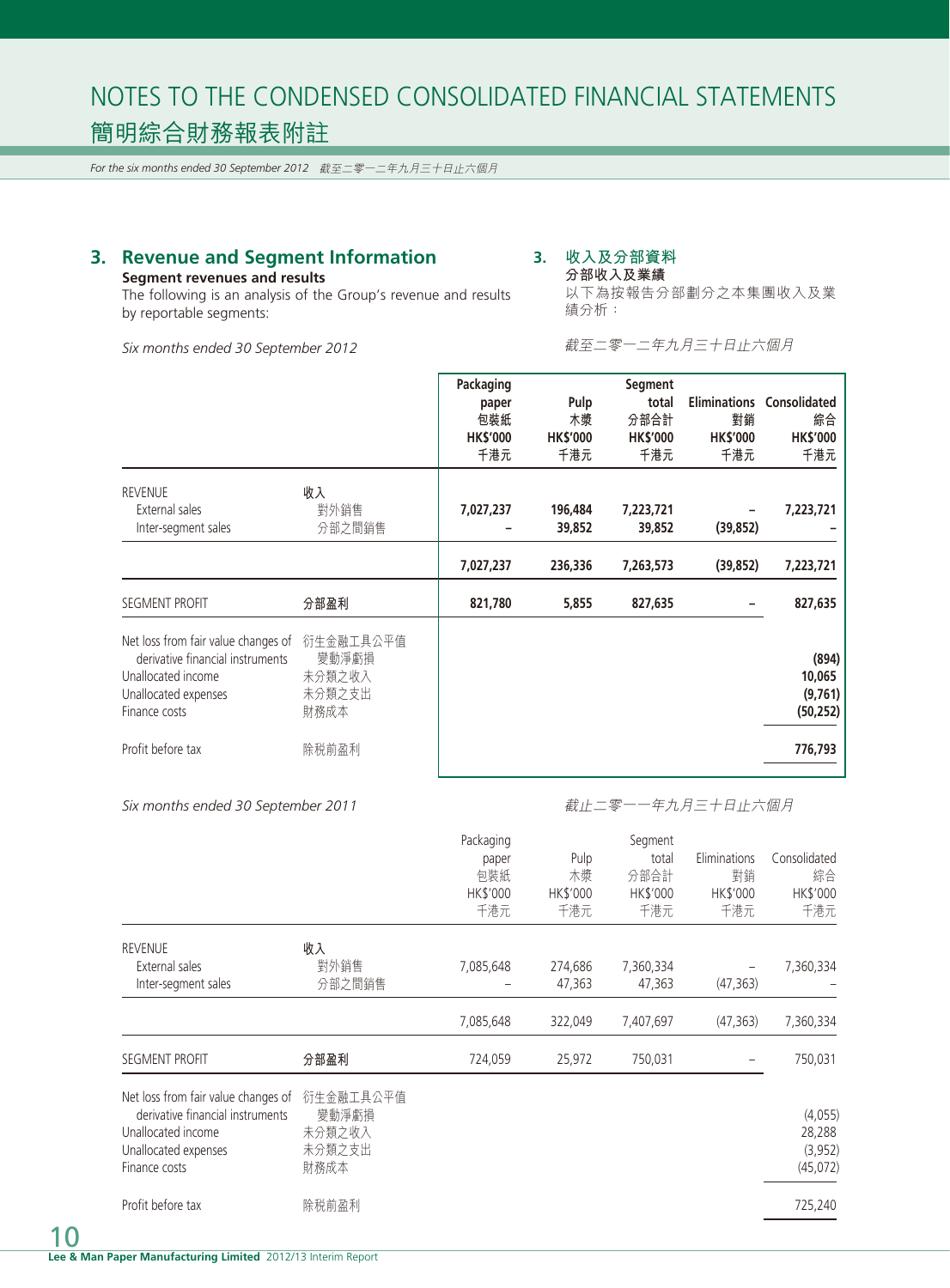# NOTES TO THE CONDENSED CONSOLIDATED FINANCIAL STATEMENTS
# 簡明綜合財務報表附註

*For the six months ended 30 September 2012　截至二零一二年九月三十日止六個月*

## 3. Revenue and Segment Information

**Segment revenues and results**

The following is an analysis of the Group's revenue and results by reportable segments:

## 3. 收入及分部資料

**分部收入及業績**

以下為按報告分部劃分之本集團收入及業績分析：

*Six months ended 30 September 2012*
*截至二零一二年九月三十日止六個月*

| | | Packaging paper 包裝紙 HK$'000 千港元 | Pulp 木漿 HK$'000 千港元 | Segment total 分部合計 HK$'000 千港元 | Eliminations 對銷 HK$'000 千港元 | Consolidated 綜合 HK$'000 千港元 |
|---|---|---|---|---|---|---|
| REVENUE | 收入 | | | | | |
| External sales | 對外銷售 | 7,027,237 | 196,484 | 7,223,721 | – | 7,223,721 |
| Inter-segment sales | 分部之間銷售 | – | 39,852 | 39,852 | (39,852) | – |
| | | 7,027,237 | 236,336 | 7,263,573 | (39,852) | 7,223,721 |
| SEGMENT PROFIT | 分部盈利 | 821,780 | 5,855 | 827,635 | – | 827,635 |
| Net loss from fair value changes of derivative financial instruments | 衍生金融工具公平值變動淨虧損 | | | | | (894) |
| Unallocated income | 未分類之收入 | | | | | 10,065 |
| Unallocated expenses | 未分類之支出 | | | | | (9,761) |
| Finance costs | 財務成本 | | | | | (50,252) |
| Profit before tax | 除稅前盈利 | | | | | 776,793 |

*Six months ended 30 September 2011*
*截止二零一一年九月三十日止六個月*

| | | Packaging paper 包裝紙 HK$'000 千港元 | Pulp 木漿 HK$'000 千港元 | Segment total 分部合計 HK$'000 千港元 | Eliminations 對銷 HK$'000 千港元 | Consolidated 綜合 HK$'000 千港元 |
|---|---|---|---|---|---|---|
| REVENUE | 收入 | | | | | |
| External sales | 對外銷售 | 7,085,648 | 274,686 | 7,360,334 | – | 7,360,334 |
| Inter-segment sales | 分部之間銷售 | – | 47,363 | 47,363 | (47,363) | – |
| | | 7,085,648 | 322,049 | 7,407,697 | (47,363) | 7,360,334 |
| SEGMENT PROFIT | 分部盈利 | 724,059 | 25,972 | 750,031 | – | 750,031 |
| Net loss from fair value changes of derivative financial instruments | 衍生金融工具公平值變動淨虧損 | | | | | (4,055) |
| Unallocated income | 未分類之收入 | | | | | 28,288 |
| Unallocated expenses | 未分類之支出 | | | | | (3,952) |
| Finance costs | 財務成本 | | | | | (45,072) |
| Profit before tax | 除稅前盈利 | | | | | 725,240 |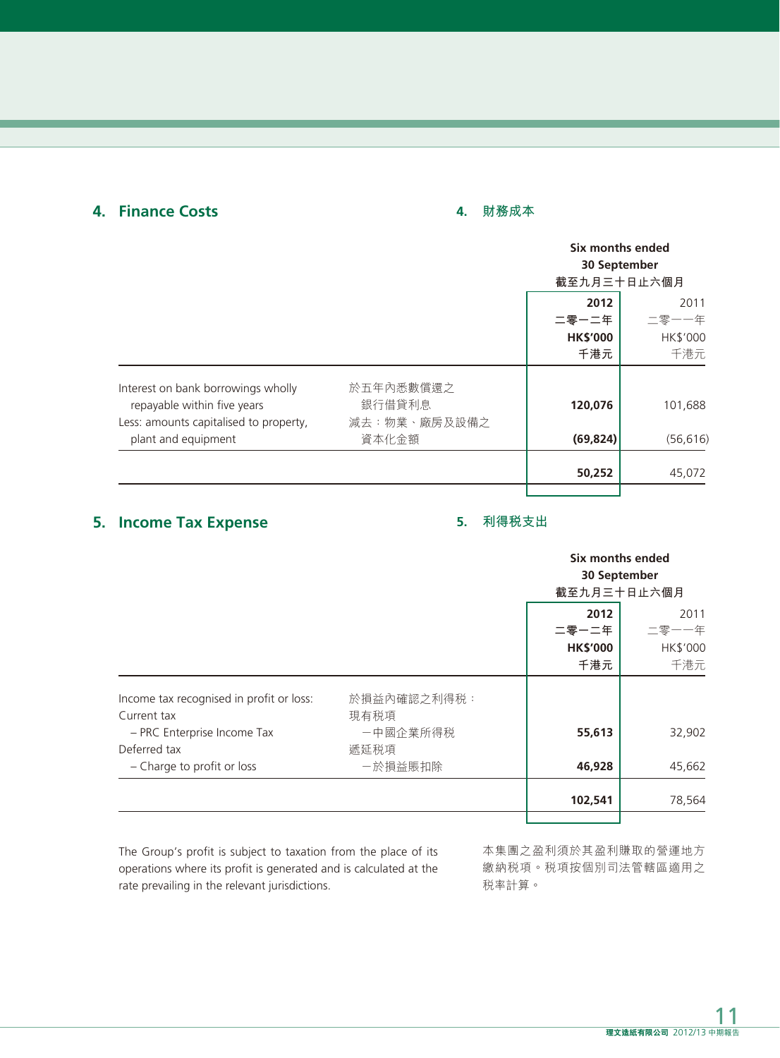## 4. Finance Costs

## 4. 財務成本

| | | Six months ended 30 September 截至九月三十日止六個月 | |
|---|---|---|---|
| | | **2012 二零一二年 HK$'000 千港元** | 2011 二零一一年 HK$'000 千港元 |
| Interest on bank borrowings wholly repayable within five years | 於五年內悉數償還之銀行借貸利息 | **120,076** | 101,688 |
| Less: amounts capitalised to property, plant and equipment | 減去：物業、廠房及設備之資本化金額 | **(69,824)** | (56,616) |
| | | **50,252** | 45,072 |

## 5. Income Tax Expense

## 5. 利得稅支出

| | | Six months ended 30 September 截至九月三十日止六個月 | |
|---|---|---|---|
| | | **2012 二零一二年 HK$'000 千港元** | 2011 二零一一年 HK$'000 千港元 |
| Income tax recognised in profit or loss: | 於損益內確認之利得稅： | | |
| Current tax | 現有稅項 | | |
| – PRC Enterprise Income Tax | －中國企業所得稅 | **55,613** | 32,902 |
| Deferred tax | 遞延稅項 | | |
| – Charge to profit or loss | －於損益賬扣除 | **46,928** | 45,662 |
| | | **102,541** | 78,564 |

The Group's profit is subject to taxation from the place of its operations where its profit is generated and is calculated at the rate prevailing in the relevant jurisdictions.

本集團之盈利須於其盈利賺取的營運地方繳納稅項。稅項按個別司法管轄區適用之稅率計算。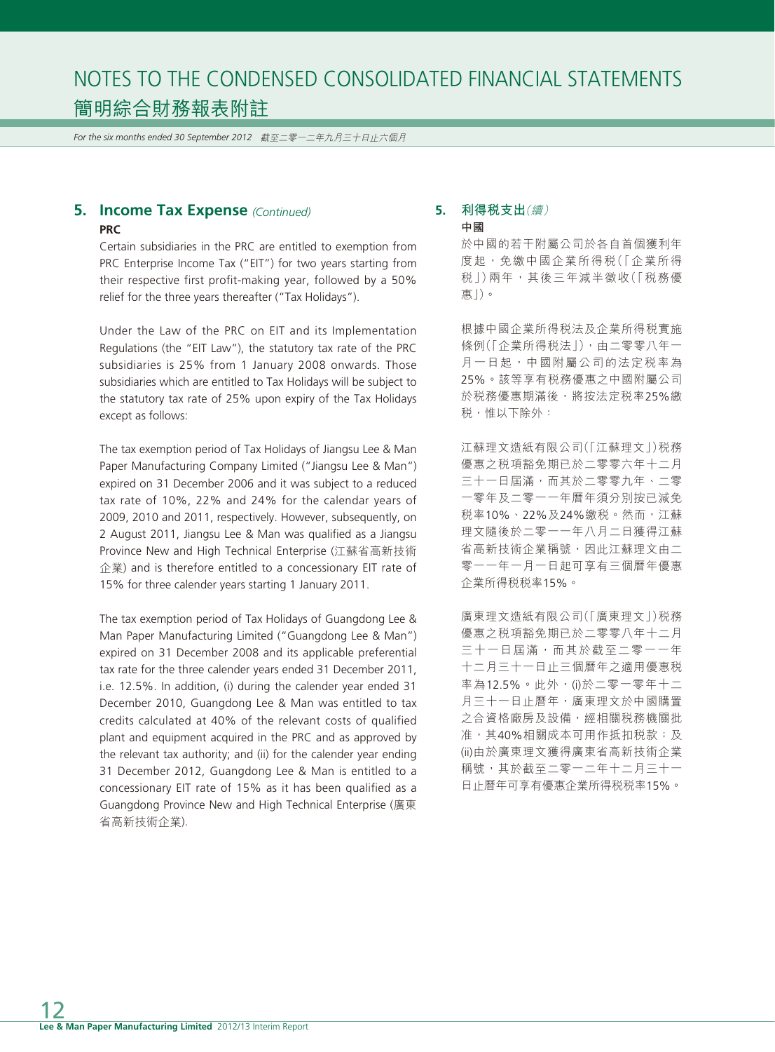## 5. Income Tax Expense *(Continued)*

**PRC**

Certain subsidiaries in the PRC are entitled to exemption from PRC Enterprise Income Tax ("EIT") for two years starting from their respective first profit-making year, followed by a 50% relief for the three years thereafter ("Tax Holidays").

Under the Law of the PRC on EIT and its Implementation Regulations (the "EIT Law"), the statutory tax rate of the PRC subsidiaries is 25% from 1 January 2008 onwards. Those subsidiaries which are entitled to Tax Holidays will be subject to the statutory tax rate of 25% upon expiry of the Tax Holidays except as follows:

The tax exemption period of Tax Holidays of Jiangsu Lee & Man Paper Manufacturing Company Limited ("Jiangsu Lee & Man") expired on 31 December 2006 and it was subject to a reduced tax rate of 10%, 22% and 24% for the calendar years of 2009, 2010 and 2011, respectively. However, subsequently, on 2 August 2011, Jiangsu Lee & Man was qualified as a Jiangsu Province New and High Technical Enterprise (江蘇省高新技術企業) and is therefore entitled to a concessionary EIT rate of 15% for three calender years starting 1 January 2011.

The tax exemption period of Tax Holidays of Guangdong Lee & Man Paper Manufacturing Limited ("Guangdong Lee & Man") expired on 31 December 2008 and its applicable preferential tax rate for the three calender years ended 31 December 2011, i.e. 12.5%. In addition, (i) during the calender year ended 31 December 2010, Guangdong Lee & Man was entitled to tax credits calculated at 40% of the relevant costs of qualified plant and equipment acquired in the PRC and as approved by the relevant tax authority; and (ii) for the calender year ending 31 December 2012, Guangdong Lee & Man is entitled to a concessionary EIT rate of 15% as it has been qualified as a Guangdong Province New and High Technical Enterprise (廣東省高新技術企業).

## 5. 利得稅支出*(續)*

**中國**

於中國的若干附屬公司於各自首個獲利年度起，免繳中國企業所得稅(「企業所得稅」)兩年，其後三年減半徵收(「稅務優惠」)。

根據中國企業所得稅法及企業所得稅實施條例(「企業所得稅法」)，由二零零八年一月一日起，中國附屬公司的法定稅率為25%。該等享有稅務優惠之中國附屬公司於稅務優惠期滿後，將按法定稅率25%繳稅，惟以下除外：

江蘇理文造紙有限公司(「江蘇理文」)稅務優惠之稅項豁免期已於二零零六年十二月三十一日屆滿，而其於二零零九年、二零一零年及二零一一年曆年須分別按已減免稅率10%、22%及24%繳稅。然而，江蘇理文隨後於二零一一年八月二日獲得江蘇省高新技術企業稱號，因此江蘇理文由二零一一年一月一日起可享有三個曆年優惠企業所得稅稅率15%。

廣東理文造紙有限公司(「廣東理文」)稅務優惠之稅項豁免期已於二零零八年十二月三十一日屆滿，而其於截至二零一一年十二月三十一日止三個曆年之適用優惠稅率為12.5%。此外，(i)於二零一零年十二月三十一日止曆年，廣東理文於中國購置之合資格廠房及設備，經相關稅務機關批准，其40%相關成本可用作抵扣稅款；及(ii)由於廣東理文獲得廣東省高新技術企業稱號，其於截至二零一二年十二月三十一日止曆年可享有優惠企業所得稅稅率15%。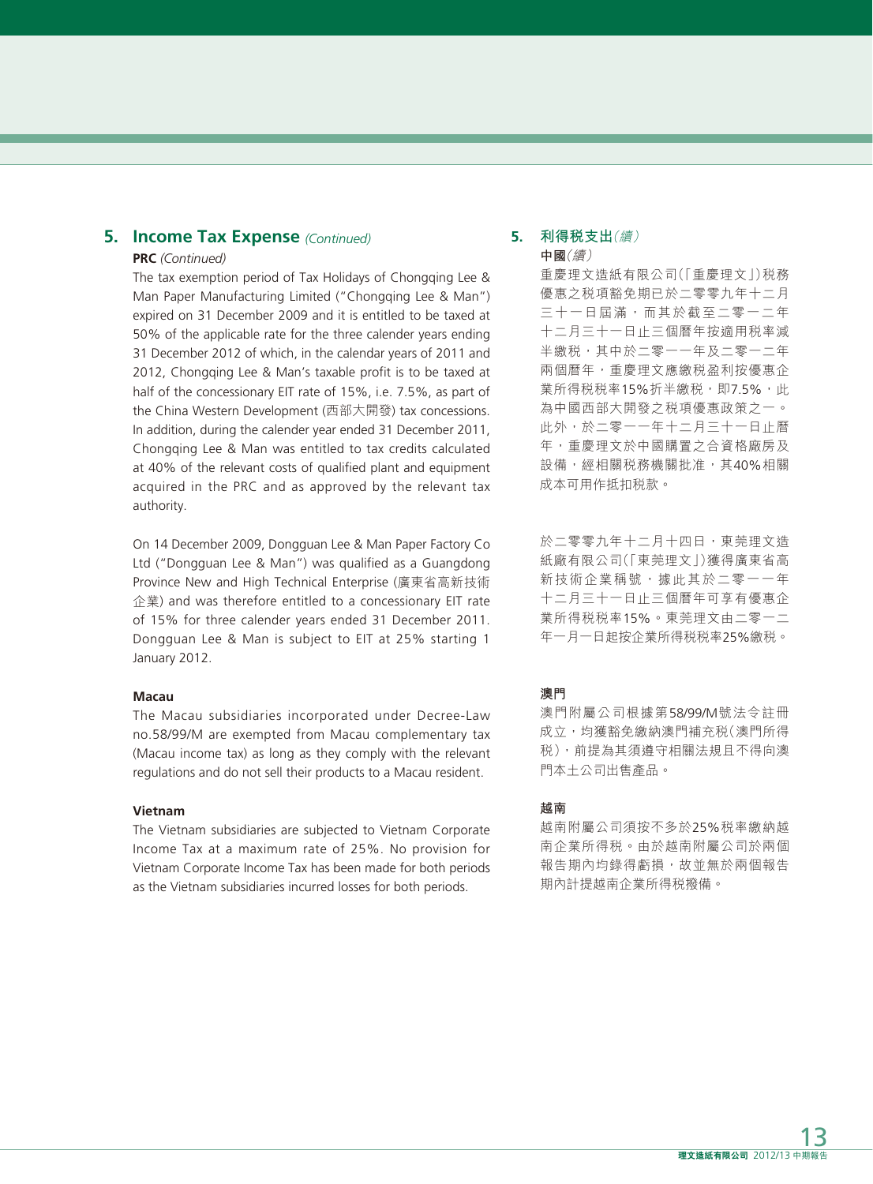## 5. Income Tax Expense *(Continued)*

**PRC** *(Continued)*

The tax exemption period of Tax Holidays of Chongqing Lee & Man Paper Manufacturing Limited ("Chongqing Lee & Man") expired on 31 December 2009 and it is entitled to be taxed at 50% of the applicable rate for the three calender years ending 31 December 2012 of which, in the calendar years of 2011 and 2012, Chongqing Lee & Man's taxable profit is to be taxed at half of the concessionary EIT rate of 15%, i.e. 7.5%, as part of the China Western Development (西部大開發) tax concessions. In addition, during the calender year ended 31 December 2011, Chongqing Lee & Man was entitled to tax credits calculated at 40% of the relevant costs of qualified plant and equipment acquired in the PRC and as approved by the relevant tax authority.

On 14 December 2009, Dongguan Lee & Man Paper Factory Co Ltd ("Dongguan Lee & Man") was qualified as a Guangdong Province New and High Technical Enterprise (廣東省高新技術企業) and was therefore entitled to a concessionary EIT rate of 15% for three calender years ended 31 December 2011. Dongguan Lee & Man is subject to EIT at 25% starting 1 January 2012.

**Macau**

The Macau subsidiaries incorporated under Decree-Law no.58/99/M are exempted from Macau complementary tax (Macau income tax) as long as they comply with the relevant regulations and do not sell their products to a Macau resident.

**Vietnam**

The Vietnam subsidiaries are subjected to Vietnam Corporate Income Tax at a maximum rate of 25%. No provision for Vietnam Corporate Income Tax has been made for both periods as the Vietnam subsidiaries incurred losses for both periods.

## 5. 利得税支出*（續）*

**中國***（續）*

重慶理文造紙有限公司(「重慶理文」)税務優惠之税項豁免期已於二零零九年十二月三十一日屆滿，而其於截至二零一二年十二月三十一日止三個曆年按適用税率減半繳税，其中於二零一一年及二零一二年兩個曆年，重慶理文應繳税盈利按優惠企業所得税税率15%折半繳税，即7.5%，此為中國西部大開發之税項優惠政策之一。此外，於二零一一年十二月三十一日止曆年，重慶理文於中國購置之合資格廠房及設備，經相關税務機關批准，其40%相關成本可用作抵扣税款。

於二零零九年十二月十四日，東莞理文造紙廠有限公司(「東莞理文」)獲得廣東省高新技術企業稱號，據此其於二零一一年十二月三十一日止三個曆年可享有優惠企業所得税税率15%。東莞理文由二零一二年一月一日起按企業所得税税率25%繳税。

**澳門**

澳門附屬公司根據第58/99/M號法令註冊成立，均獲豁免繳納澳門補充税(澳門所得税)，前提為其須遵守相關法規且不得向澳門本土公司出售產品。

**越南**

越南附屬公司須按不多於25%税率繳納越南企業所得税。由於越南附屬公司於兩個報告期內均錄得虧損，故並無於兩個報告期內計提越南企業所得税撥備。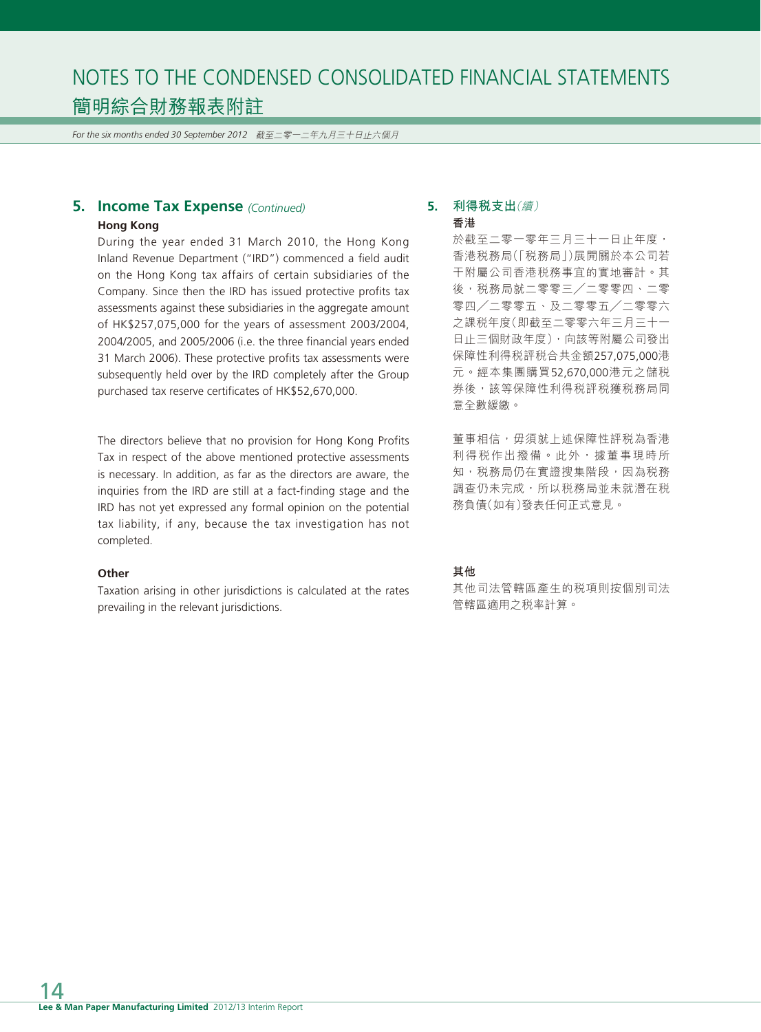## 5. Income Tax Expense *(Continued)*

**Hong Kong**

During the year ended 31 March 2010, the Hong Kong Inland Revenue Department ("IRD") commenced a field audit on the Hong Kong tax affairs of certain subsidiaries of the Company. Since then the IRD has issued protective profits tax assessments against these subsidiaries in the aggregate amount of HK$257,075,000 for the years of assessment 2003/2004, 2004/2005, and 2005/2006 (i.e. the three financial years ended 31 March 2006). These protective profits tax assessments were subsequently held over by the IRD completely after the Group purchased tax reserve certificates of HK$52,670,000.

The directors believe that no provision for Hong Kong Profits Tax in respect of the above mentioned protective assessments is necessary. In addition, as far as the directors are aware, the inquiries from the IRD are still at a fact-finding stage and the IRD has not yet expressed any formal opinion on the potential tax liability, if any, because the tax investigation has not completed.

**Other**

Taxation arising in other jurisdictions is calculated at the rates prevailing in the relevant jurisdictions.

## 5. 利得稅支出*（續）*

**香港**

於截至二零一零年三月三十一日止年度，香港稅務局(「稅務局」)展開關於本公司若干附屬公司香港稅務事宜的實地審計。其後，稅務局就二零零三／二零零四、二零零四／二零零五、及二零零五／二零零六之課稅年度(即截至二零零六年三月三十一日止三個財政年度)，向該等附屬公司發出保障性利得稅評稅合共金額257,075,000港元。經本集團購買52,670,000港元之儲稅券後，該等保障性利得稅評稅獲稅務局同意全數緩繳。

董事相信，毋須就上述保障性評稅為香港利得稅作出撥備。此外，據董事現時所知，稅務局仍在實證搜集階段，因為稅務調查仍未完成，所以稅務局並未就潛在稅務負債(如有)發表任何正式意見。

**其他**

其他司法管轄區產生的稅項則按個別司法管轄區適用之稅率計算。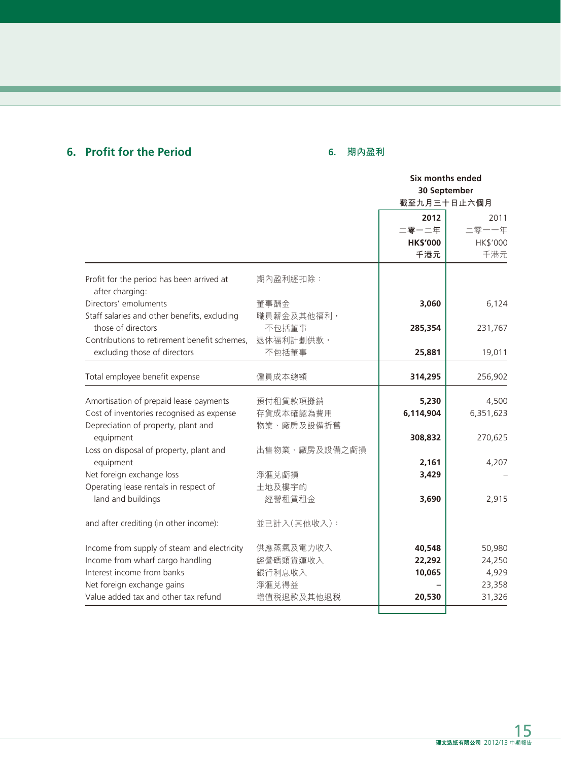## 6. Profit for the Period

## 6. 期內盈利

| | | Six months ended 30 September 截至九月三十日止六個月 | |
|---|---|---|---|
| | | **2012 二零一二年 HK$'000 千港元** | 2011 二零一一年 HK$'000 千港元 |
| Profit for the period has been arrived at after charging: | 期內盈利經扣除： | | |
| Directors' emoluments | 董事酬金 | **3,060** | 6,124 |
| Staff salaries and other benefits, excluding those of directors | 職員薪金及其他福利，不包括董事 | **285,354** | 231,767 |
| Contributions to retirement benefit schemes, excluding those of directors | 退休福利計劃供款，不包括董事 | **25,881** | 19,011 |
| Total employee benefit expense | 僱員成本總額 | **314,295** | 256,902 |
| Amortisation of prepaid lease payments | 預付租賃款項攤銷 | **5,230** | 4,500 |
| Cost of inventories recognised as expense | 存貨成本確認為費用 | **6,114,904** | 6,351,623 |
| Depreciation of property, plant and equipment | 物業、廠房及設備折舊 | **308,832** | 270,625 |
| Loss on disposal of property, plant and equipment | 出售物業、廠房及設備之虧損 | **2,161** | 4,207 |
| Net foreign exchange loss | 淨滙兑虧損 | **3,429** | – |
| Operating lease rentals in respect of land and buildings | 土地及樓宇的經營租賃租金 | **3,690** | 2,915 |
| and after crediting (in other income): | 並已計入(其他收入)： | | |
| Income from supply of steam and electricity | 供應蒸氣及電力收入 | **40,548** | 50,980 |
| Income from wharf cargo handling | 經營碼頭貨運收入 | **22,292** | 24,250 |
| Interest income from banks | 銀行利息收入 | **10,065** | 4,929 |
| Net foreign exchange gains | 淨滙兑得益 | **–** | 23,358 |
| Value added tax and other tax refund | 增值稅退款及其他退稅 | **20,530** | 31,326 |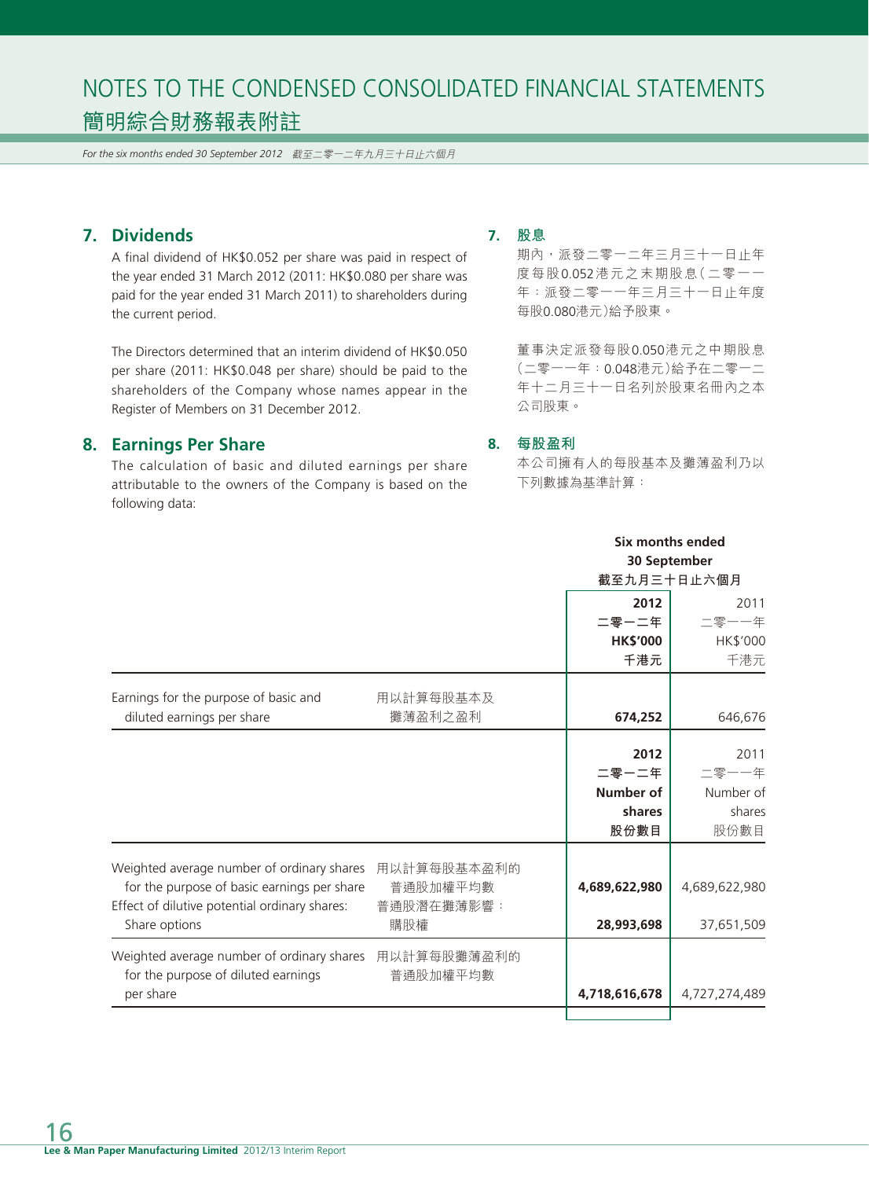# NOTES TO THE CONDENSED CONSOLIDATED FINANCIAL STATEMENTS
# 簡明綜合財務報表附註

*For the six months ended 30 September 2012　截至二零一二年九月三十日止六個月*

## 7. Dividends

A final dividend of HK$0.052 per share was paid in respect of the year ended 31 March 2012 (2011: HK$0.080 per share was paid for the year ended 31 March 2011) to shareholders during the current period.

The Directors determined that an interim dividend of HK$0.050 per share (2011: HK$0.048 per share) should be paid to the shareholders of the Company whose names appear in the Register of Members on 31 December 2012.

## 7. 股息

期內，派發二零一二年三月三十一日止年度每股0.052港元之末期股息（二零一一年：派發二零一一年三月三十一日止年度每股0.080港元）給予股東。

董事決定派發每股0.050港元之中期股息（二零一一年：0.048港元）給予在二零一二年十二月三十一日名列於股東名冊內之本公司股東。

## 8. Earnings Per Share

The calculation of basic and diluted earnings per share attributable to the owners of the Company is based on the following data:

## 8. 每股盈利

本公司擁有人的每股基本及攤薄盈利乃以下列數據為基準計算：

| | | Six months ended 30 September 截至九月三十日止六個月 | |
|---|---|---|---|
| | | **2012 二零一二年 HK$'000 千港元** | 2011 二零一一年 HK$'000 千港元 |
| Earnings for the purpose of basic and diluted earnings per share | 用以計算每股基本及攤薄盈利之盈利 | **674,252** | 646,676 |
| | | **2012 二零一二年 Number of shares 股份數目** | 2011 二零一一年 Number of shares 股份數目 |
| Weighted average number of ordinary shares for the purpose of basic earnings per share | 用以計算每股基本盈利的普通股加權平均數 | **4,689,622,980** | 4,689,622,980 |
| Effect of dilutive potential ordinary shares: Share options | 普通股潛在攤薄影響：購股權 | **28,993,698** | 37,651,509 |
| Weighted average number of ordinary shares for the purpose of diluted earnings per share | 用以計算每股攤薄盈利的普通股加權平均數 | **4,718,616,678** | 4,727,274,489 |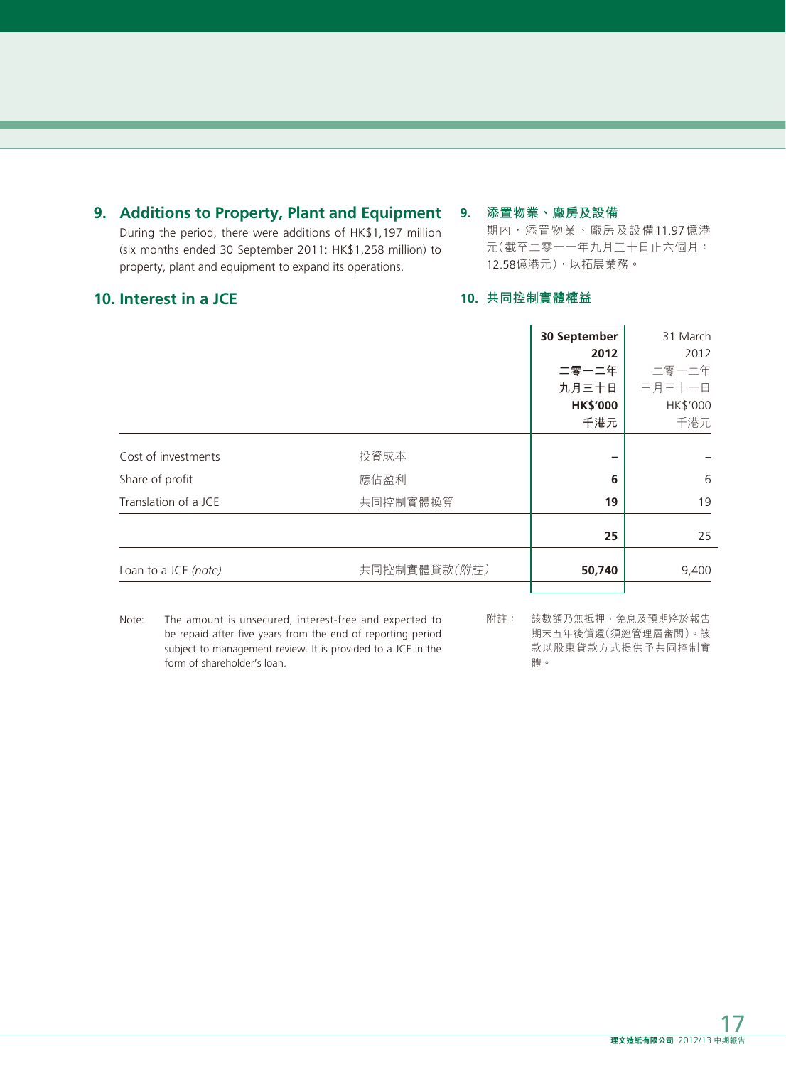## 9. Additions to Property, Plant and Equipment

During the period, there were additions of HK$1,197 million (six months ended 30 September 2011: HK$1,258 million) to property, plant and equipment to expand its operations.

## 9. 添置物業、廠房及設備

期內，添置物業、廠房及設備11.97億港元（截至二零一一年九月三十日止六個月：12.58億港元），以拓展業務。

## 10. Interest in a JCE

## 10. 共同控制實體權益

| | | **30 September 2012 二零一二年九月三十日 HK$'000 千港元** | 31 March 2012 二零一二年三月三十一日 HK$'000 千港元 |
|---|---|---|---|
| Cost of investments | 投資成本 | **–** | – |
| Share of profit | 應佔盈利 | **6** | 6 |
| Translation of a JCE | 共同控制實體換算 | **19** | 19 |
| | | **25** | 25 |
| Loan to a JCE *(note)* | 共同控制實體貸款*(附註)* | **50,740** | 9,400 |

Note: The amount is unsecured, interest-free and expected to be repaid after five years from the end of reporting period subject to management review. It is provided to a JCE in the form of shareholder's loan.

附註： 該數額乃無抵押、免息及預期將於報告期末五年後償還（須經管理層審閱）。該款以股東貸款方式提供予共同控制實體。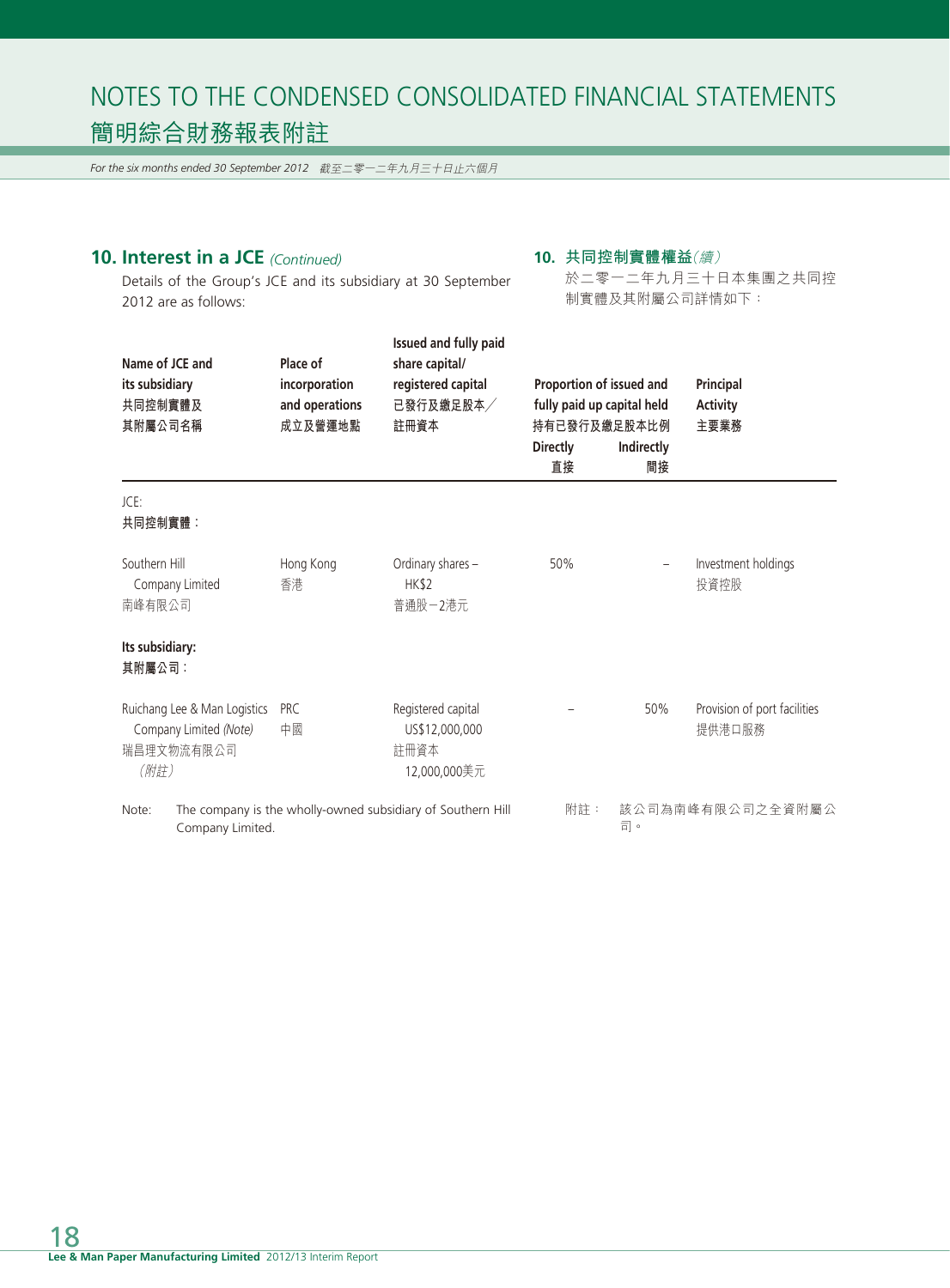## 10. Interest in a JCE *(Continued)*

Details of the Group's JCE and its subsidiary at 30 September 2012 are as follows:

## 10. 共同控制實體權益*（續）*

於二零一二年九月三十日本集團之共同控制實體及其附屬公司詳情如下：

| Name of JCE and its subsidiary<br>共同控制實體及其附屬公司名稱 | Place of incorporation and operations<br>成立及營運地點 | Issued and fully paid share capital/ registered capital<br>已發行及繳足股本／註冊資本 | Proportion of issued and fully paid up capital held<br>持有已發行及繳足股本比例 | | Principal Activity<br>主要業務 |
|---|---|---|---|---|---|
| | | | Directly<br>直接 | Indirectly<br>間接 | |
| JCE:<br>共同控制實體： | | | | | |
| Southern Hill Company Limited<br>南峰有限公司 | Hong Kong<br>香港 | Ordinary shares – HK$2<br>普通股－2港元 | 50% | – | Investment holdings<br>投資控股 |
| **Its subsidiary:**<br>**其附屬公司：** | | | | | |
| Ruichang Lee & Man Logistics Company Limited *(Note)*<br>瑞昌理文物流有限公司*（附註）* | PRC<br>中國 | Registered capital US$12,000,000<br>註冊資本 12,000,000美元 | – | 50% | Provision of port facilities<br>提供港口服務 |

Note: The company is the wholly-owned subsidiary of Southern Hill Company Limited.

附註： 該公司為南峰有限公司之全資附屬公司。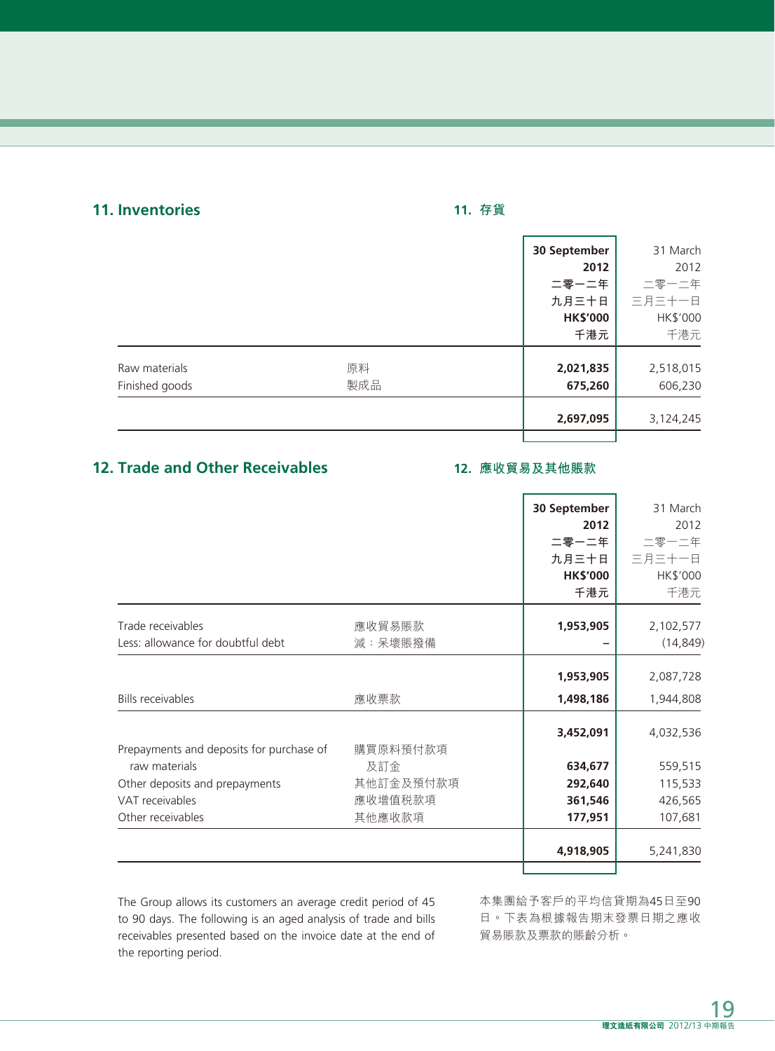## 11. Inventories

## 11. 存貨

| | | 30 September 2012 二零一二年九月三十日 HK$'000 千港元 | 31 March 2012 二零一二年三月三十一日 HK$'000 千港元 |
|---|---|---|---|
| Raw materials | 原料 | **2,021,835** | 2,518,015 |
| Finished goods | 製成品 | **675,260** | 606,230 |
| | | **2,697,095** | 3,124,245 |

## 12. Trade and Other Receivables

## 12. 應收貿易及其他賬款

| | | 30 September 2012 二零一二年九月三十日 HK$'000 千港元 | 31 March 2012 二零一二年三月三十一日 HK$'000 千港元 |
|---|---|---|---|
| Trade receivables | 應收貿易賬款 | **1,953,905** | 2,102,577 |
| Less: allowance for doubtful debt | 減：呆壞賬撥備 | **–** | (14,849) |
| | | **1,953,905** | 2,087,728 |
| Bills receivables | 應收票款 | **1,498,186** | 1,944,808 |
| | | **3,452,091** | 4,032,536 |
| Prepayments and deposits for purchase of raw materials | 購買原料預付款項及訂金 | **634,677** | 559,515 |
| Other deposits and prepayments | 其他訂金及預付款項 | **292,640** | 115,533 |
| VAT receivables | 應收增值税款項 | **361,546** | 426,565 |
| Other receivables | 其他應收款項 | **177,951** | 107,681 |
| | | **4,918,905** | 5,241,830 |

The Group allows its customers an average credit period of 45 to 90 days. The following is an aged analysis of trade and bills receivables presented based on the invoice date at the end of the reporting period.

本集團給予客戶的平均信貸期為45日至90日。下表為根據報告期末發票日期之應收貿易賬款及票款的賬齡分析。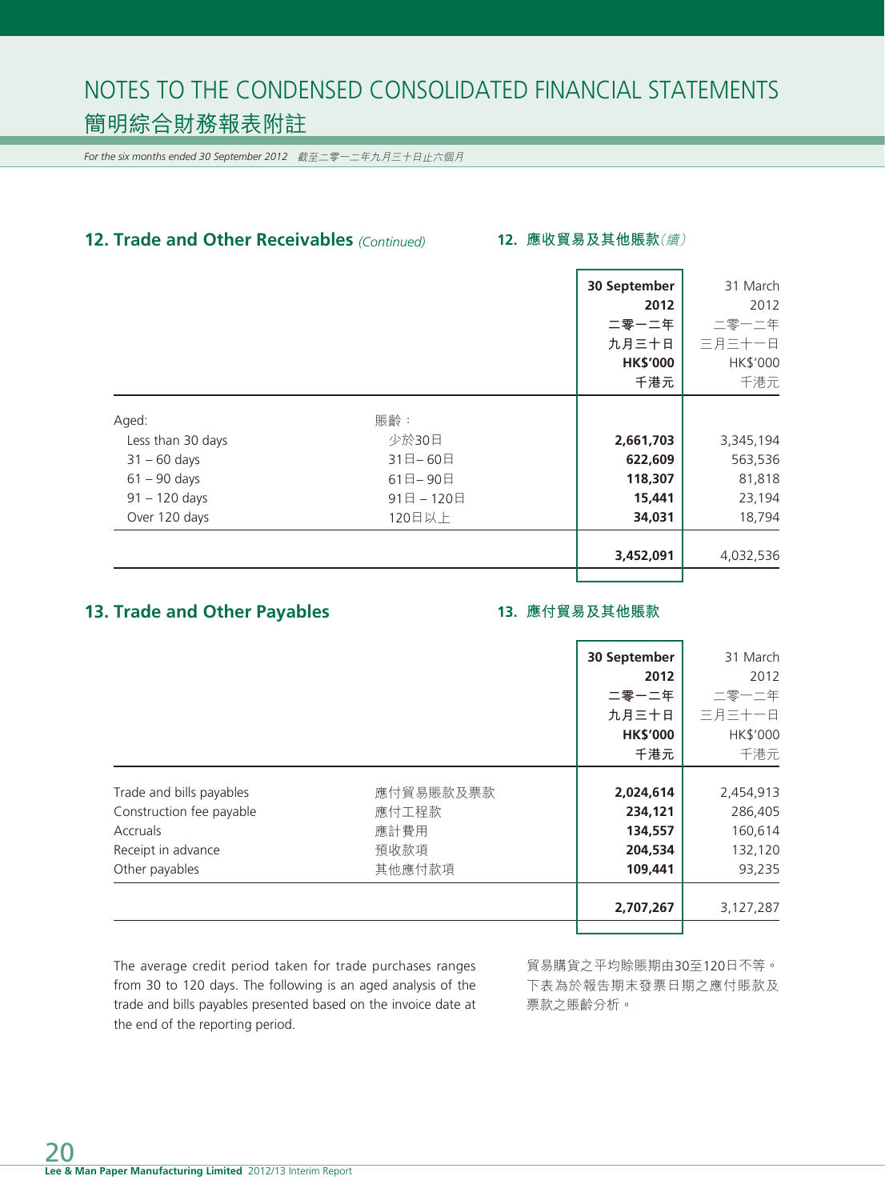## 12. Trade and Other Receivables *(Continued)*

## 12. 應收貿易及其他賬款*(續)*

| | | **30 September 2012 二零一二年九月三十日 HK$'000 千港元** | 31 March 2012 二零一二年三月三十一日 HK$'000 千港元 |
|---|---|---|---|
| Aged: | 賬齡： | | |
| Less than 30 days | 少於30日 | **2,661,703** | 3,345,194 |
| 31 – 60 days | 31日– 60日 | **622,609** | 563,536 |
| 61 – 90 days | 61日– 90日 | **118,307** | 81,818 |
| 91 – 120 days | 91日 – 120日 | **15,441** | 23,194 |
| Over 120 days | 120日以上 | **34,031** | 18,794 |
| | | **3,452,091** | 4,032,536 |

## 13. Trade and Other Payables

## 13. 應付貿易及其他賬款

| | | **30 September 2012 二零一二年九月三十日 HK$'000 千港元** | 31 March 2012 二零一二年三月三十一日 HK$'000 千港元 |
|---|---|---|---|
| Trade and bills payables | 應付貿易賬款及票款 | **2,024,614** | 2,454,913 |
| Construction fee payable | 應付工程款 | **234,121** | 286,405 |
| Accruals | 應計費用 | **134,557** | 160,614 |
| Receipt in advance | 預收款項 | **204,534** | 132,120 |
| Other payables | 其他應付款項 | **109,441** | 93,235 |
| | | **2,707,267** | 3,127,287 |

The average credit period taken for trade purchases ranges from 30 to 120 days. The following is an aged analysis of the trade and bills payables presented based on the invoice date at the end of the reporting period.

貿易購貨之平均賒賬期由30至120日不等。下表為於報告期末發票日期之應付賬款及票款之賬齡分析。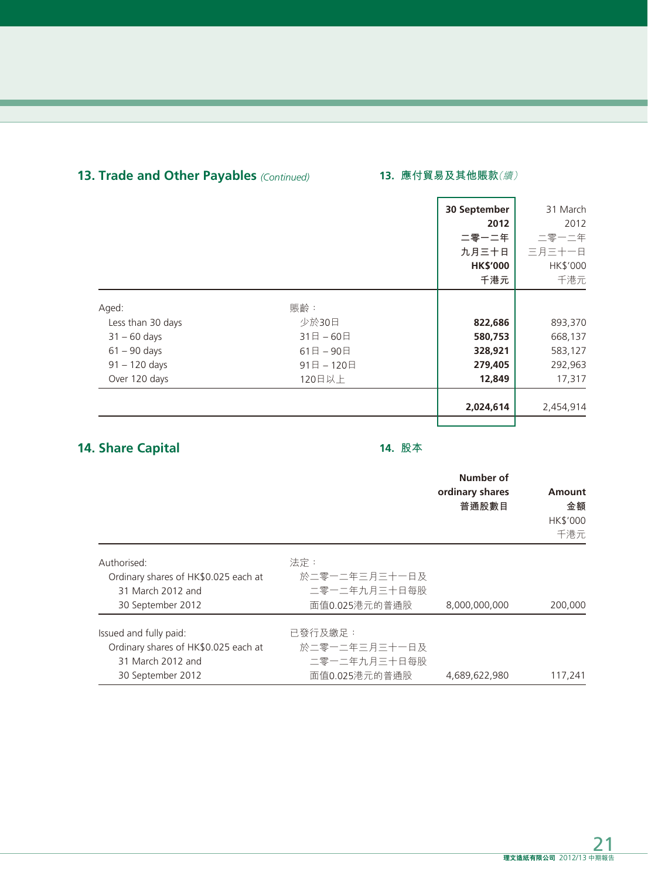## 13. Trade and Other Payables *(Continued)*

## 13. 應付貿易及其他賬款*（續）*

| | | **30 September 2012 二零一二年九月三十日 HK$'000 千港元** | 31 March 2012 二零一二年三月三十一日 HK$'000 千港元 |
|---|---|---|---|
| Aged: | 賬齡： | | |
| Less than 30 days | 少於30日 | **822,686** | 893,370 |
| 31 – 60 days | 31日 – 60日 | **580,753** | 668,137 |
| 61 – 90 days | 61日 – 90日 | **328,921** | 583,127 |
| 91 – 120 days | 91日 – 120日 | **279,405** | 292,963 |
| Over 120 days | 120日以上 | **12,849** | 17,317 |
| | | **2,024,614** | 2,454,914 |

## 14. Share Capital

## 14. 股本

| | | **Number of ordinary shares 普通股數目** | **Amount 金額** HK$'000 千港元 |
|---|---|---|---|
| Authorised: Ordinary shares of HK$0.025 each at 31 March 2012 and 30 September 2012 | 法定：於二零一二年三月三十一日及二零一二年九月三十日每股面值0.025港元的普通股 | 8,000,000,000 | 200,000 |
| Issued and fully paid: Ordinary shares of HK$0.025 each at 31 March 2012 and 30 September 2012 | 已發行及繳足：於二零一二年三月三十一日及二零一二年九月三十日每股面值0.025港元的普通股 | 4,689,622,980 | 117,241 |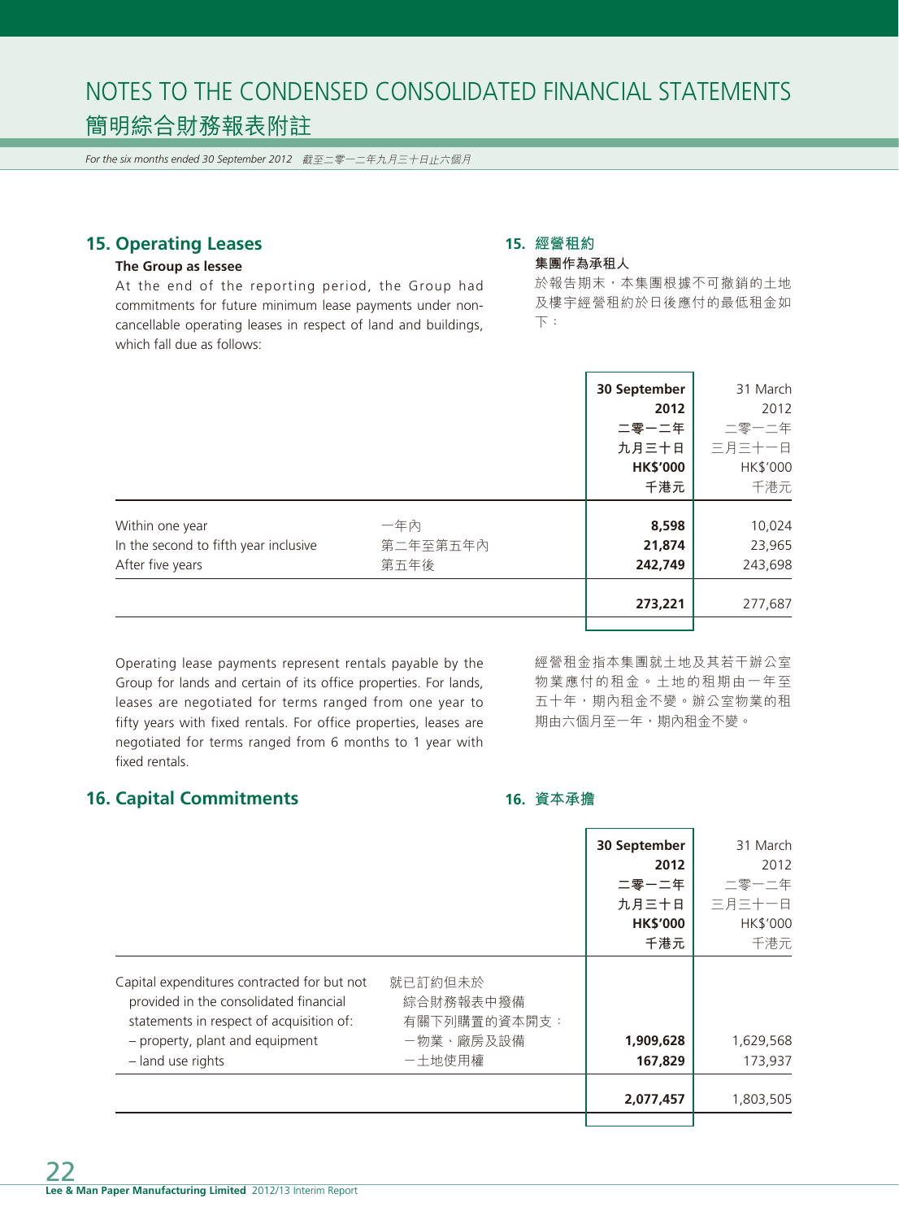## 15. Operating Leases

### The Group as lessee

At the end of the reporting period, the Group had commitments for future minimum lease payments under non-cancellable operating leases in respect of land and buildings, which fall due as follows:

## 15. 經營租約

### 集團作為承租人

於報告期末，本集團根據不可撤銷的土地及樓宇經營租約於日後應付的最低租金如下：

| | | **30 September 2012 二零一二年九月三十日 HK$'000 千港元** | 31 March 2012 二零一二年三月三十一日 HK$'000 千港元 |
|---|---|---|---|
| Within one year | 一年內 | **8,598** | 10,024 |
| In the second to fifth year inclusive | 第二年至第五年內 | **21,874** | 23,965 |
| After five years | 第五年後 | **242,749** | 243,698 |
| | | **273,221** | 277,687 |

Operating lease payments represent rentals payable by the Group for lands and certain of its office properties. For lands, leases are negotiated for terms ranged from one year to fifty years with fixed rentals. For office properties, leases are negotiated for terms ranged from 6 months to 1 year with fixed rentals.

經營租金指本集團就土地及其若干辦公室物業應付的租金。土地的租期由一年至五十年，期內租金不變。辦公室物業的租期由六個月至一年，期內租金不變。

## 16. Capital Commitments

## 16. 資本承擔

| | | **30 September 2012 二零一二年九月三十日 HK$'000 千港元** | 31 March 2012 二零一二年三月三十一日 HK$'000 千港元 |
|---|---|---|---|
| Capital expenditures contracted for but not provided in the consolidated financial statements in respect of acquisition of: | 就已訂約但未於綜合財務報表中撥備有關下列購置的資本開支： | | |
| – property, plant and equipment | –物業、廠房及設備 | **1,909,628** | 1,629,568 |
| – land use rights | –土地使用權 | **167,829** | 173,937 |
| | | **2,077,457** | 1,803,505 |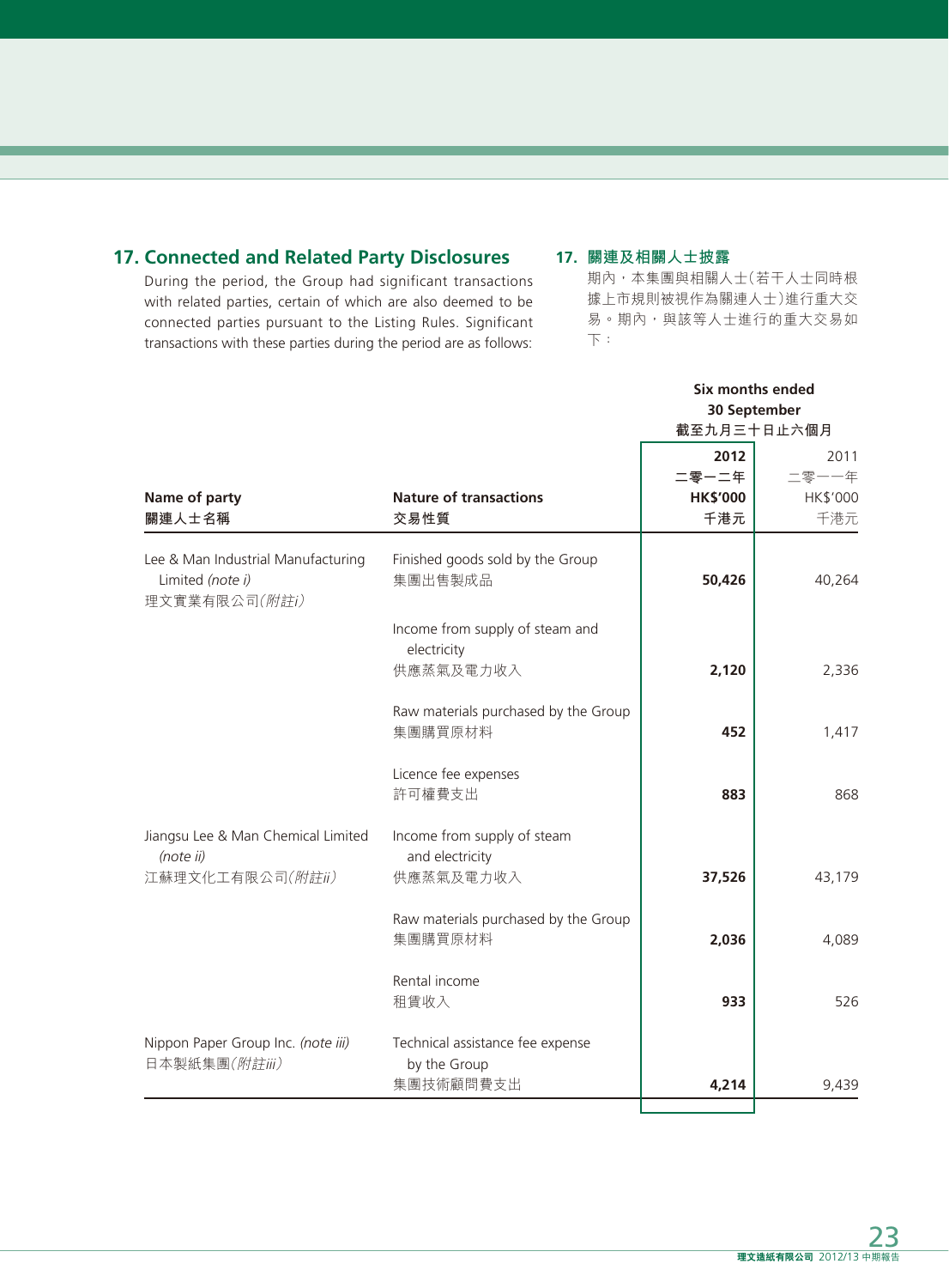## 17. Connected and Related Party Disclosures

During the period, the Group had significant transactions with related parties, certain of which are also deemed to be connected parties pursuant to the Listing Rules. Significant transactions with these parties during the period are as follows:

## 17. 關連及相關人士披露

期內，本集團與相關人士（若干人士同時根據上市規則被視作為關連人士）進行重大交易。期內，與該等人士進行的重大交易如下：

| | | Six months ended 30 September 截至九月三十日止六個月 | |
|---|---|---|---|
| **Name of party 關連人士名稱** | **Nature of transactions 交易性質** | **2012 二零一二年 HK$'000 千港元** | 2011 二零一一年 HK$'000 千港元 |
| Lee & Man Industrial Manufacturing Limited *(note i)* 理文實業有限公司*（附註i）* | Finished goods sold by the Group 集團出售製成品 | **50,426** | 40,264 |
| | Income from supply of steam and electricity 供應蒸氣及電力收入 | **2,120** | 2,336 |
| | Raw materials purchased by the Group 集團購買原材料 | **452** | 1,417 |
| | Licence fee expenses 許可權費支出 | **883** | 868 |
| Jiangsu Lee & Man Chemical Limited *(note ii)* 江蘇理文化工有限公司*（附註ii）* | Income from supply of steam and electricity 供應蒸氣及電力收入 | **37,526** | 43,179 |
| | Raw materials purchased by the Group 集團購買原材料 | **2,036** | 4,089 |
| | Rental income 租賃收入 | **933** | 526 |
| Nippon Paper Group Inc. *(note iii)* 日本製紙集團*（附註iii）* | Technical assistance fee expense by the Group 集團技術顧問費支出 | **4,214** | 9,439 |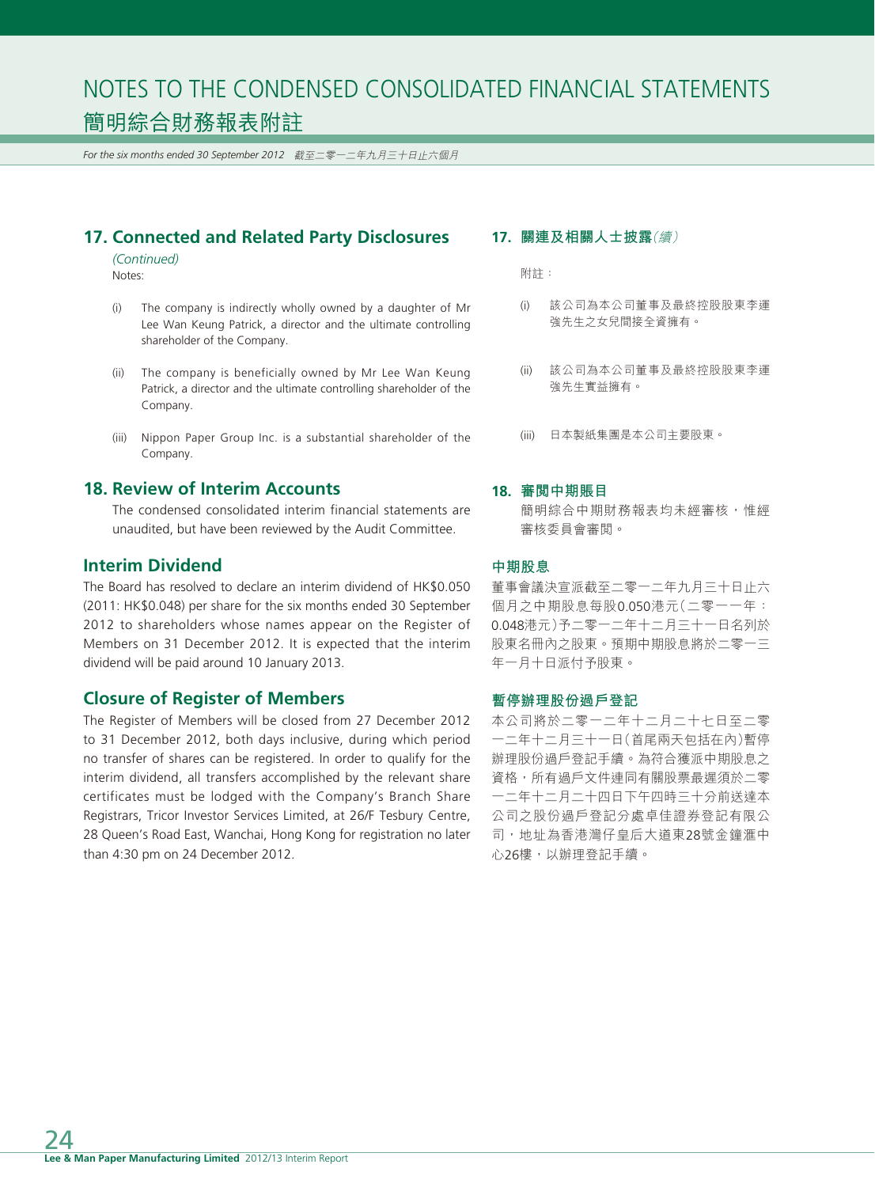# NOTES TO THE CONDENSED CONSOLIDATED FINANCIAL STATEMENTS
# 簡明綜合財務報表附註

*For the six months ended 30 September 2012 截至二零一二年九月三十日止六個月*

## 17. Connected and Related Party Disclosures *(Continued)*

Notes:

(i) The company is indirectly wholly owned by a daughter of Mr Lee Wan Keung Patrick, a director and the ultimate controlling shareholder of the Company.

(ii) The company is beneficially owned by Mr Lee Wan Keung Patrick, a director and the ultimate controlling shareholder of the Company.

(iii) Nippon Paper Group Inc. is a substantial shareholder of the Company.

## 18. Review of Interim Accounts

The condensed consolidated interim financial statements are unaudited, but have been reviewed by the Audit Committee.

## Interim Dividend

The Board has resolved to declare an interim dividend of HK$0.050 (2011: HK$0.048) per share for the six months ended 30 September 2012 to shareholders whose names appear on the Register of Members on 31 December 2012. It is expected that the interim dividend will be paid around 10 January 2013.

## Closure of Register of Members

The Register of Members will be closed from 27 December 2012 to 31 December 2012, both days inclusive, during which period no transfer of shares can be registered. In order to qualify for the interim dividend, all transfers accomplished by the relevant share certificates must be lodged with the Company's Branch Share Registrars, Tricor Investor Services Limited, at 26/F Tesbury Centre, 28 Queen's Road East, Wanchai, Hong Kong for registration no later than 4:30 pm on 24 December 2012.

## 17. 關連及相關人士披露*(續)*

附註：

(i) 該公司為本公司董事及最終控股股東李運強先生之女兒間接全資擁有。

(ii) 該公司為本公司董事及最終控股股東李運強先生實益擁有。

(iii) 日本製紙集團是本公司主要股東。

## 18. 審閱中期賬目

簡明綜合中期財務報表均未經審核，惟經審核委員會審閱。

## 中期股息

董事會議決宣派截至二零一二年九月三十日止六個月之中期股息每股0.050港元（二零一一年：0.048港元）予二零一二年十二月三十一日名列於股東名冊內之股東。預期中期股息將於二零一三年一月十日派付予股東。

## 暫停辦理股份過戶登記

本公司將於二零一二年十二月二十七日至二零一二年十二月三十一日（首尾兩天包括在內）暫停辦理股份過戶登記手續。為符合獲派中期股息之資格，所有過戶文件連同有關股票最遲須於二零一二年十二月二十四日下午四時三十分前送達本公司之股份過戶登記分處卓佳證券登記有限公司，地址為香港灣仔皇后大道東28號金鐘滙中心26樓，以辦理登記手續。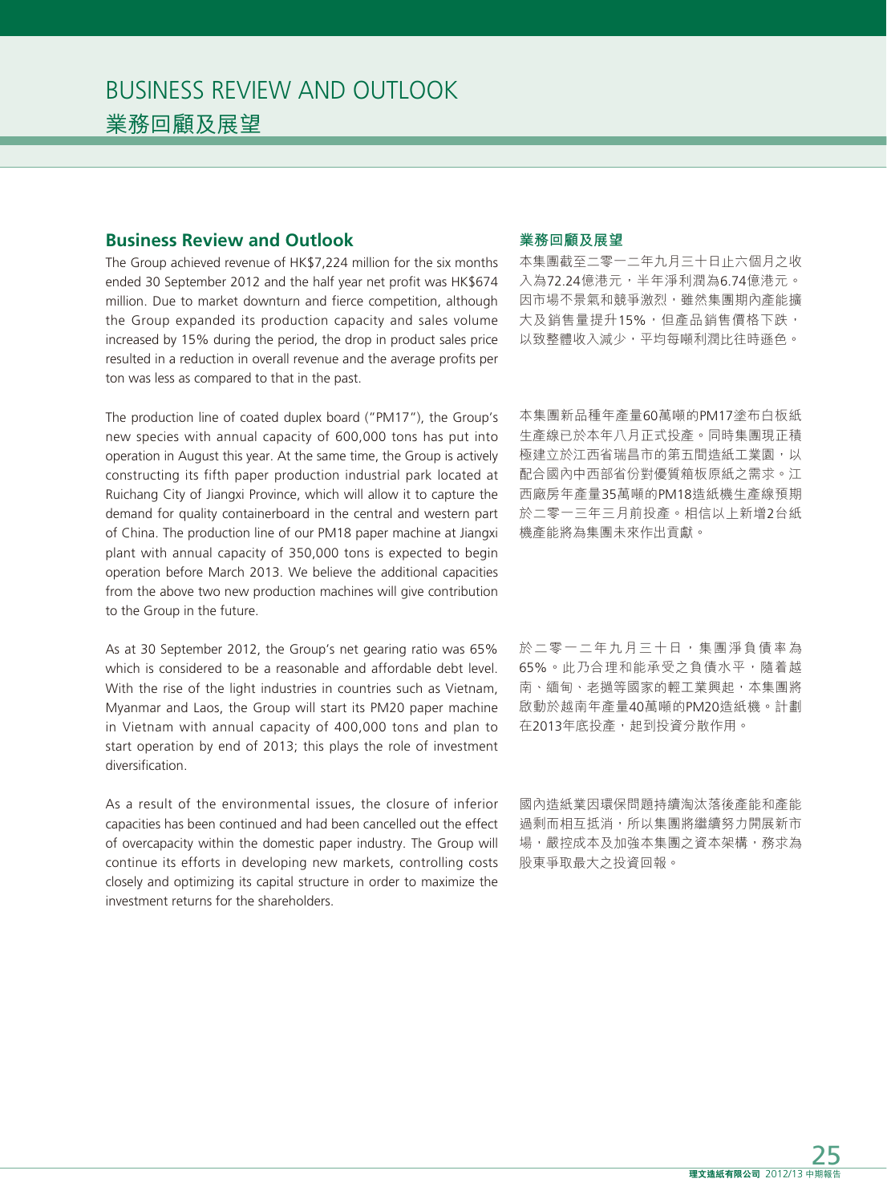# BUSINESS REVIEW AND OUTLOOK
# 業務回顧及展望

## Business Review and Outlook

The Group achieved revenue of HK$7,224 million for the six months ended 30 September 2012 and the half year net profit was HK$674 million. Due to market downturn and fierce competition, although the Group expanded its production capacity and sales volume increased by 15% during the period, the drop in product sales price resulted in a reduction in overall revenue and the average profits per ton was less as compared to that in the past.

The production line of coated duplex board ("PM17"), the Group's new species with annual capacity of 600,000 tons has put into operation in August this year. At the same time, the Group is actively constructing its fifth paper production industrial park located at Ruichang City of Jiangxi Province, which will allow it to capture the demand for quality containerboard in the central and western part of China. The production line of our PM18 paper machine at Jiangxi plant with annual capacity of 350,000 tons is expected to begin operation before March 2013. We believe the additional capacities from the above two new production machines will give contribution to the Group in the future.

As at 30 September 2012, the Group's net gearing ratio was 65% which is considered to be a reasonable and affordable debt level. With the rise of the light industries in countries such as Vietnam, Myanmar and Laos, the Group will start its PM20 paper machine in Vietnam with annual capacity of 400,000 tons and plan to start operation by end of 2013; this plays the role of investment diversification.

As a result of the environmental issues, the closure of inferior capacities has been continued and had been cancelled out the effect of overcapacity within the domestic paper industry. The Group will continue its efforts in developing new markets, controlling costs closely and optimizing its capital structure in order to maximize the investment returns for the shareholders.

## 業務回顧及展望

本集團截至二零一二年九月三十日止六個月之收入為72.24億港元，半年淨利潤為6.74億港元。因市場不景氣和競爭激烈，雖然集團期內產能擴大及銷售量提升15%，但產品銷售價格下跌，以致整體收入減少，平均每噸利潤比往時遜色。

本集團新品種年產量60萬噸的PM17塗布白板紙生產線已於本年八月正式投產。同時集團現正積極建立於江西省瑞昌市的第五間造紙工業園，以配合國內中西部省份對優質箱板原紙之需求。江西廠房年產量35萬噸的PM18造紙機生產線預期於二零一三年三月前投產。相信以上新增2台紙機產能將為集團未來作出貢獻。

於二零一二年九月三十日，集團淨負債率為65%。此乃合理和能承受之負債水平，隨着越南、緬甸、老撾等國家的輕工業興起，本集團將啟動於越南年產量40萬噸的PM20造紙機。計劃在2013年底投產，起到投資分散作用。

國內造紙業因環保問題持續淘汰落後產能和產能過剩而相互抵消，所以集團將繼續努力開展新市場，嚴控成本及加強本集團之資本架構，務求為股東爭取最大之投資回報。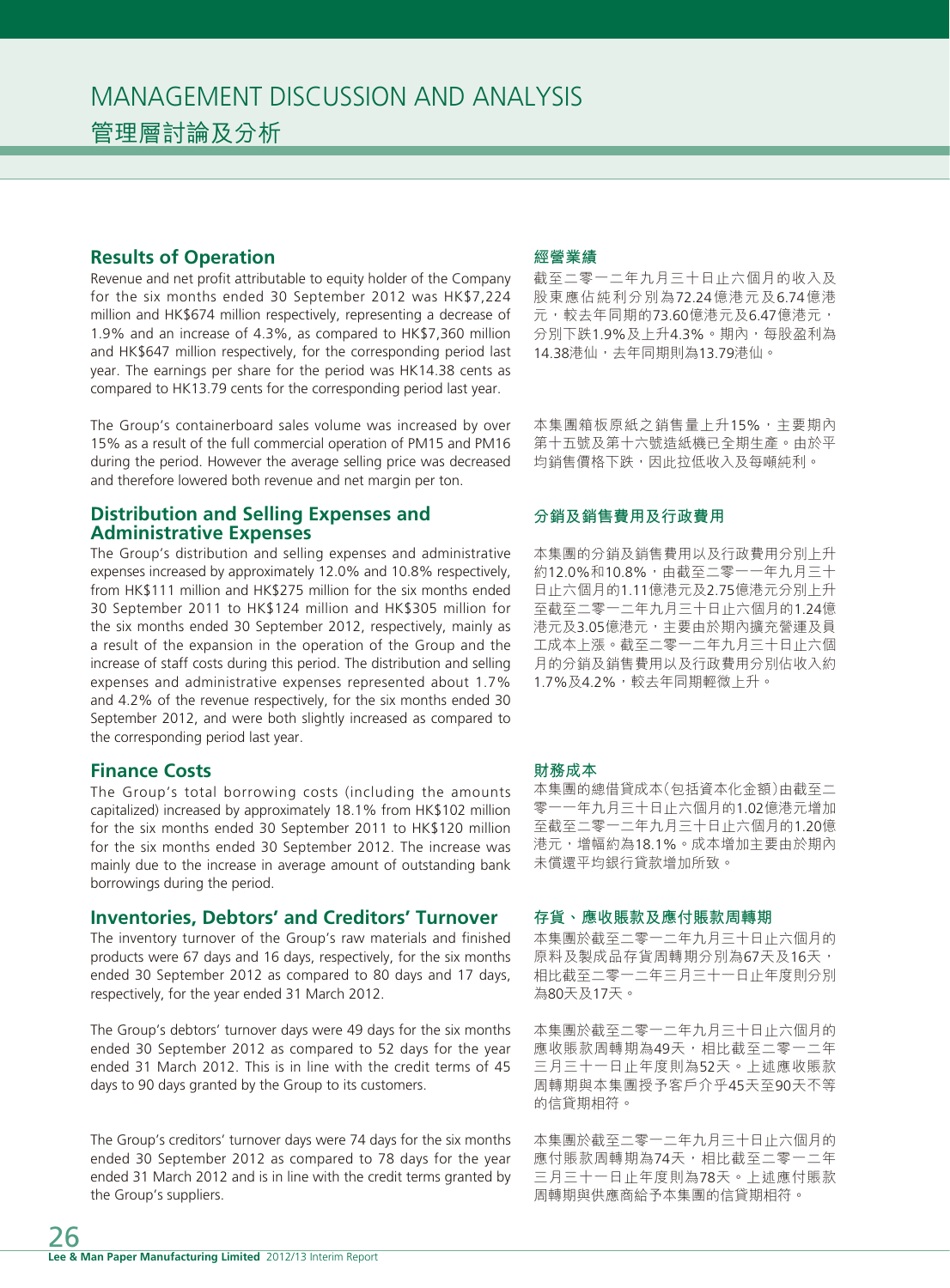# MANAGEMENT DISCUSSION AND ANALYSIS
# 管理層討論及分析

## Results of Operation

Revenue and net profit attributable to equity holder of the Company for the six months ended 30 September 2012 was HK$7,224 million and HK$674 million respectively, representing a decrease of 1.9% and an increase of 4.3%, as compared to HK$7,360 million and HK$647 million respectively, for the corresponding period last year. The earnings per share for the period was HK14.38 cents as compared to HK13.79 cents for the corresponding period last year.

The Group's containerboard sales volume was increased by over 15% as a result of the full commercial operation of PM15 and PM16 during the period. However the average selling price was decreased and therefore lowered both revenue and net margin per ton.

## 經營業績

截至二零一二年九月三十日止六個月的收入及股東應佔純利分別為72.24億港元及6.74億港元，較去年同期的73.60億港元及6.47億港元，分別下跌1.9%及上升4.3%。期內，每股盈利為14.38港仙，去年同期則為13.79港仙。

本集團箱板原紙之銷售量上升15%，主要期內第十五號及第十六號造紙機已全期生產。由於平均銷售價格下跌，因此拉低收入及每噸純利。

## Distribution and Selling Expenses and Administrative Expenses

The Group's distribution and selling expenses and administrative expenses increased by approximately 12.0% and 10.8% respectively, from HK$111 million and HK$275 million for the six months ended 30 September 2011 to HK$124 million and HK$305 million for the six months ended 30 September 2012, respectively, mainly as a result of the expansion in the operation of the Group and the increase of staff costs during this period. The distribution and selling expenses and administrative expenses represented about 1.7% and 4.2% of the revenue respectively, for the six months ended 30 September 2012, and were both slightly increased as compared to the corresponding period last year.

## 分銷及銷售費用及行政費用

本集團的分銷及銷售費用以及行政費用分別上升約12.0%和10.8%，由截至二零一一年九月三十日止六個月的1.11億港元及2.75億港元分別上升至截至二零一二年九月三十日止六個月的1.24億港元及3.05億港元，主要由於期內擴充營運及員工成本上漲。截至二零一二年九月三十日止六個月的分銷及銷售費用以及行政費用分別佔收入約1.7%及4.2%，較去年同期輕微上升。

## Finance Costs

The Group's total borrowing costs (including the amounts capitalized) increased by approximately 18.1% from HK$102 million for the six months ended 30 September 2011 to HK$120 million for the six months ended 30 September 2012. The increase was mainly due to the increase in average amount of outstanding bank borrowings during the period.

## 財務成本

本集團的總借貸成本(包括資本化金額)由截至二零一一年九月三十日止六個月的1.02億港元增加至截至二零一二年九月三十日止六個月的1.20億港元，增幅約為18.1%。成本增加主要由於期內未償還平均銀行貸款增加所致。

## Inventories, Debtors' and Creditors' Turnover

The inventory turnover of the Group's raw materials and finished products were 67 days and 16 days, respectively, for the six months ended 30 September 2012 as compared to 80 days and 17 days, respectively, for the year ended 31 March 2012.

The Group's debtors' turnover days were 49 days for the six months ended 30 September 2012 as compared to 52 days for the year ended 31 March 2012. This is in line with the credit terms of 45 days to 90 days granted by the Group to its customers.

The Group's creditors' turnover days were 74 days for the six months ended 30 September 2012 as compared to 78 days for the year ended 31 March 2012 and is in line with the credit terms granted by the Group's suppliers.

## 存貨、應收賬款及應付賬款周轉期

本集團於截至二零一二年九月三十日止六個月的原料及製成品存貨周轉期分別為67天及16天，相比截至二零一二年三月三十一日止年度則分別為80天及17天。

本集團於截至二零一二年九月三十日止六個月的應收賬款周轉期為49天，相比截至二零一二年三月三十一日止年度則為52天。上述應收賬款周轉期與本集團授予客戶介乎45天至90天不等的信貸期相符。

本集團於截至二零一二年九月三十日止六個月的應付賬款周轉期為74天，相比截至二零一二年三月三十一日止年度則為78天。上述應付賬款周轉期與供應商給予本集團的信貸期相符。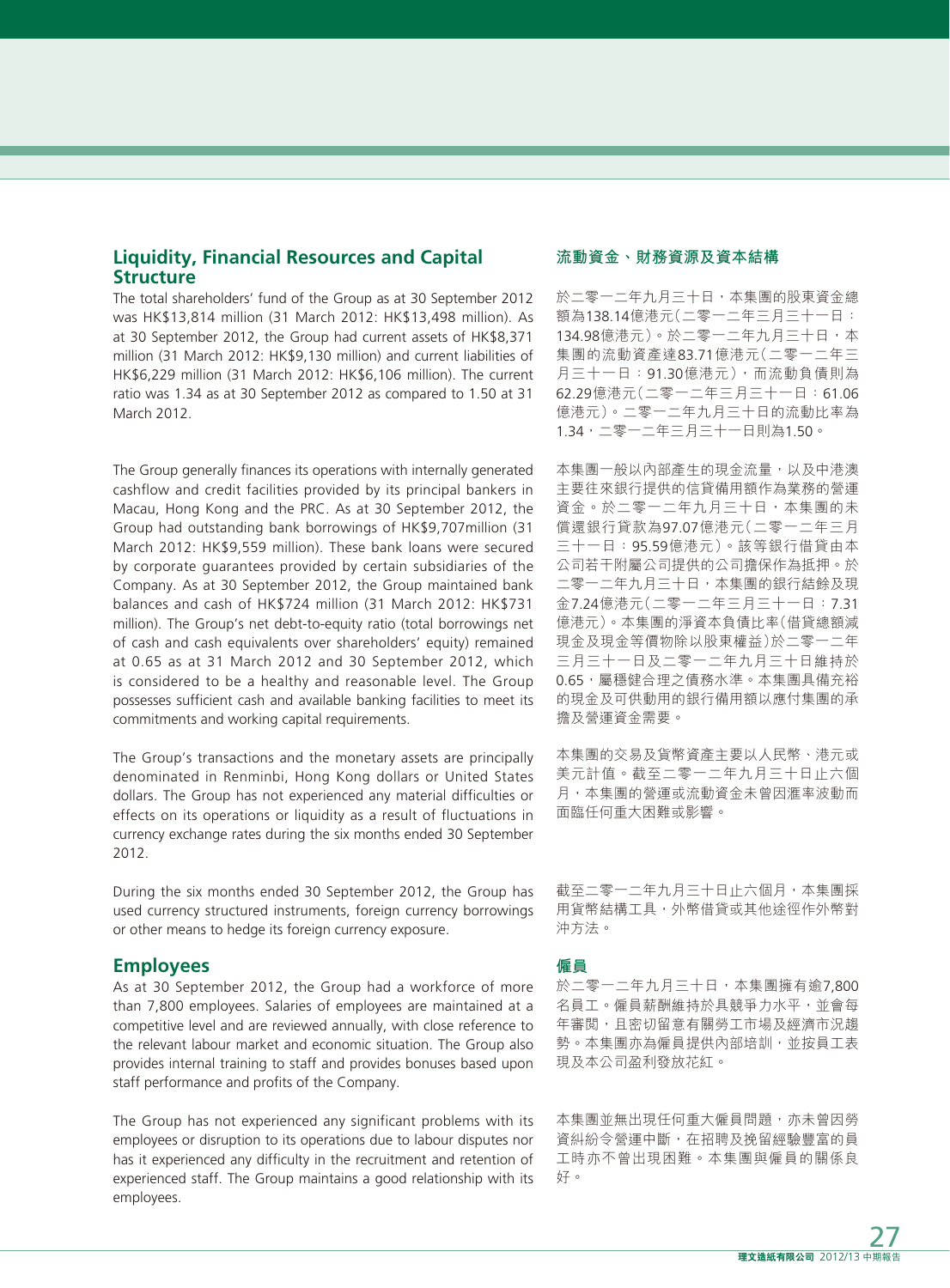## Liquidity, Financial Resources and Capital Structure

The total shareholders' fund of the Group as at 30 September 2012 was HK$13,814 million (31 March 2012: HK$13,498 million). As at 30 September 2012, the Group had current assets of HK$8,371 million (31 March 2012: HK$9,130 million) and current liabilities of HK$6,229 million (31 March 2012: HK$6,106 million). The current ratio was 1.34 as at 30 September 2012 as compared to 1.50 at 31 March 2012.

The Group generally finances its operations with internally generated cashflow and credit facilities provided by its principal bankers in Macau, Hong Kong and the PRC. As at 30 September 2012, the Group had outstanding bank borrowings of HK$9,707million (31 March 2012: HK$9,559 million). These bank loans were secured by corporate guarantees provided by certain subsidiaries of the Company. As at 30 September 2012, the Group maintained bank balances and cash of HK$724 million (31 March 2012: HK$731 million). The Group's net debt-to-equity ratio (total borrowings net of cash and cash equivalents over shareholders' equity) remained at 0.65 as at 31 March 2012 and 30 September 2012, which is considered to be a healthy and reasonable level. The Group possesses sufficient cash and available banking facilities to meet its commitments and working capital requirements.

The Group's transactions and the monetary assets are principally denominated in Renminbi, Hong Kong dollars or United States dollars. The Group has not experienced any material difficulties or effects on its operations or liquidity as a result of fluctuations in currency exchange rates during the six months ended 30 September 2012.

During the six months ended 30 September 2012, the Group has used currency structured instruments, foreign currency borrowings or other means to hedge its foreign currency exposure.

## Employees

As at 30 September 2012, the Group had a workforce of more than 7,800 employees. Salaries of employees are maintained at a competitive level and are reviewed annually, with close reference to the relevant labour market and economic situation. The Group also provides internal training to staff and provides bonuses based upon staff performance and profits of the Company.

The Group has not experienced any significant problems with its employees or disruption to its operations due to labour disputes nor has it experienced any difficulty in the recruitment and retention of experienced staff. The Group maintains a good relationship with its employees.

## 流動資金、財務資源及資本結構

於二零一二年九月三十日，本集團的股東資金總額為138.14億港元（二零一二年三月三十一日：134.98億港元）。於二零一二年九月三十日，本集團的流動資產達83.71億港元（二零一二年三月三十一日：91.30億港元），而流動負債則為62.29億港元（二零一二年三月三十一日：61.06億港元）。二零一二年九月三十日的流動比率為1.34，二零一二年三月三十一日則為1.50。

本集團一般以內部產生的現金流量，以及中港澳主要往來銀行提供的信貸備用額作為業務的營運資金。於二零一二年九月三十日，本集團的未償還銀行貸款為97.07億港元（二零一二年三月三十一日：95.59億港元）。該等銀行借貸由本公司若干附屬公司提供的公司擔保作為抵押。於二零一二年九月三十日，本集團的銀行結餘及現金7.24億港元（二零一二年三月三十一日：7.31億港元）。本集團的淨資本負債比率（借貸總額減現金及現金等價物除以股東權益）於二零一二年三月三十一日及二零一二年九月三十日維持於0.65，屬穩健合理之債務水準。本集團具備充裕的現金及可供動用的銀行備用額以應付集團的承擔及營運資金需要。

本集團的交易及貨幣資產主要以人民幣、港元或美元計值。截至二零一二年九月三十日止六個月，本集團的營運或流動資金未曾因滙率波動而面臨任何重大困難或影響。

截至二零一二年九月三十日止六個月，本集團採用貨幣結構工具，外幣借貸或其他途徑作外幣對沖方法。

## 僱員

於二零一二年九月三十日，本集團擁有逾7,800名員工。僱員薪酬維持於具競爭力水平，並會每年審閱，且密切留意有關勞工市場及經濟市況趨勢。本集團亦為僱員提供內部培訓，並按員工表現及本公司盈利發放花紅。

本集團並無出現任何重大僱員問題，亦未曾因勞資糾紛令營運中斷，在招聘及挽留經驗豐富的員工時亦不曾出現困難。本集團與僱員的關係良好。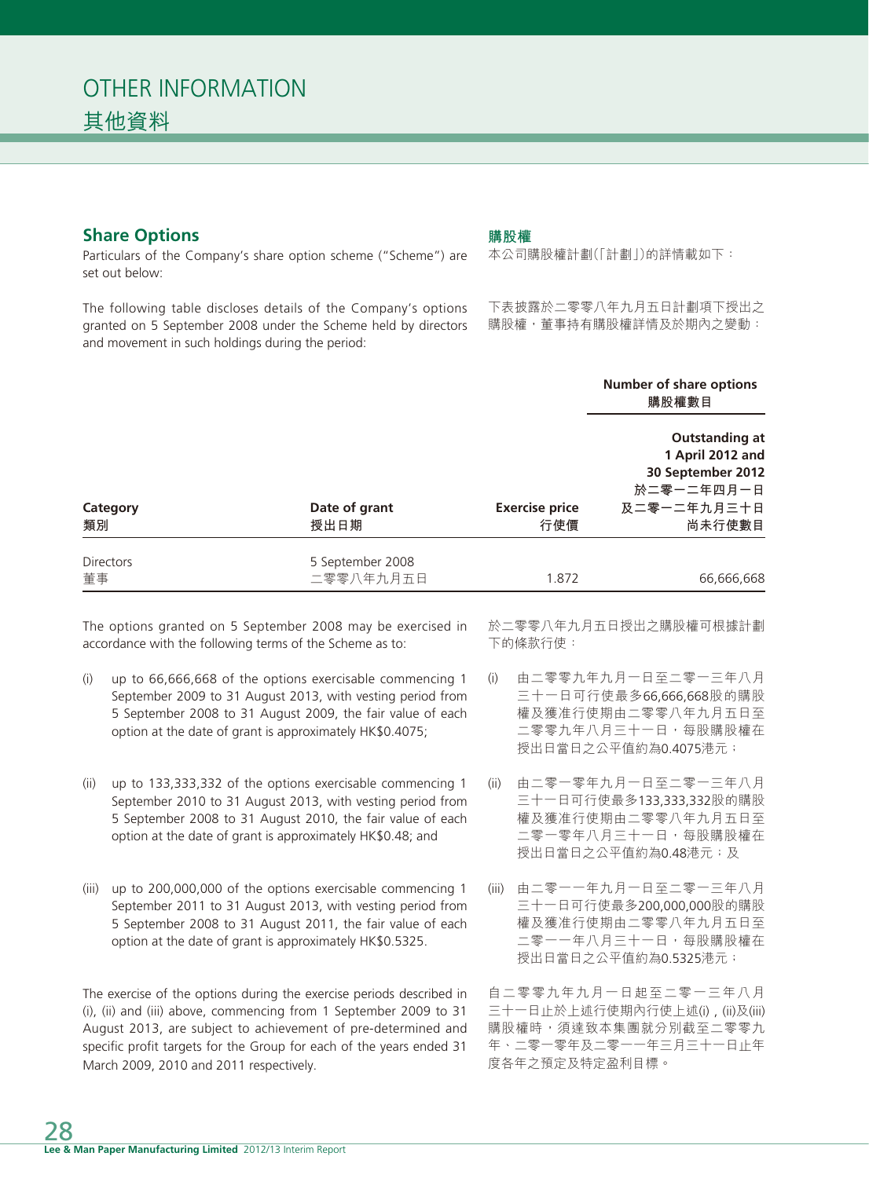# OTHER INFORMATION
# 其他資料

## Share Options

## 購股權

Particulars of the Company's share option scheme ("Scheme") are set out below:

本公司購股權計劃(「計劃」)的詳情載如下：

The following table discloses details of the Company's options granted on 5 September 2008 under the Scheme held by directors and movement in such holdings during the period:

下表披露於二零零八年九月五日計劃項下授出之購股權，董事持有購股權詳情及於期內之變動：

| | | | **Number of share options 購股權數目** |
|---|---|---|---|
| **Category 類別** | **Date of grant 授出日期** | **Exercise price 行使價** | **Outstanding at 1 April 2012 and 30 September 2012 於二零一二年四月一日及二零一二年九月三十日尚未行使數目** |
| Directors 董事 | 5 September 2008 二零零八年九月五日 | 1.872 | 66,666,668 |

The options granted on 5 September 2008 may be exercised in accordance with the following terms of the Scheme as to:

(i) up to 66,666,668 of the options exercisable commencing 1 September 2009 to 31 August 2013, with vesting period from 5 September 2008 to 31 August 2009, the fair value of each option at the date of grant is approximately HK$0.4075;

(ii) up to 133,333,332 of the options exercisable commencing 1 September 2010 to 31 August 2013, with vesting period from 5 September 2008 to 31 August 2010, the fair value of each option at the date of grant is approximately HK$0.48; and

(iii) up to 200,000,000 of the options exercisable commencing 1 September 2011 to 31 August 2013, with vesting period from 5 September 2008 to 31 August 2011, the fair value of each option at the date of grant is approximately HK$0.5325.

The exercise of the options during the exercise periods described in (i), (ii) and (iii) above, commencing from 1 September 2009 to 31 August 2013, are subject to achievement of pre-determined and specific profit targets for the Group for each of the years ended 31 March 2009, 2010 and 2011 respectively.

於二零零八年九月五日授出之購股權可根據計劃下的條款行使：

(i) 由二零零九年九月一日至二零一三年八月三十一日可行使最多66,666,668股的購股權及獲准行使期由二零零八年九月五日至二零零九年八月三十一日，每股購股權在授出日當日之公平值約為0.4075港元；

(ii) 由二零一零年九月一日至二零一三年八月三十一日可行使最多133,333,332股的購股權及獲准行使期由二零零八年九月五日至二零一零年八月三十一日，每股購股權在授出日當日之公平值約為0.48港元；及

(iii) 由二零一一年九月一日至二零一三年八月三十一日可行使最多200,000,000股的購股權及獲准行使期由二零零八年九月五日至二零一一年八月三十一日，每股購股權在授出日當日之公平值約為0.5325港元；

自二零零九年九月一日起至二零一三年八月三十一日止於上述行使期內行使上述(i)，(ii)及(iii)購股權時，須達致本集團就分別截至二零零九年、二零一零年及二零一一年三月三十一日止年度各年之預定及特定盈利目標。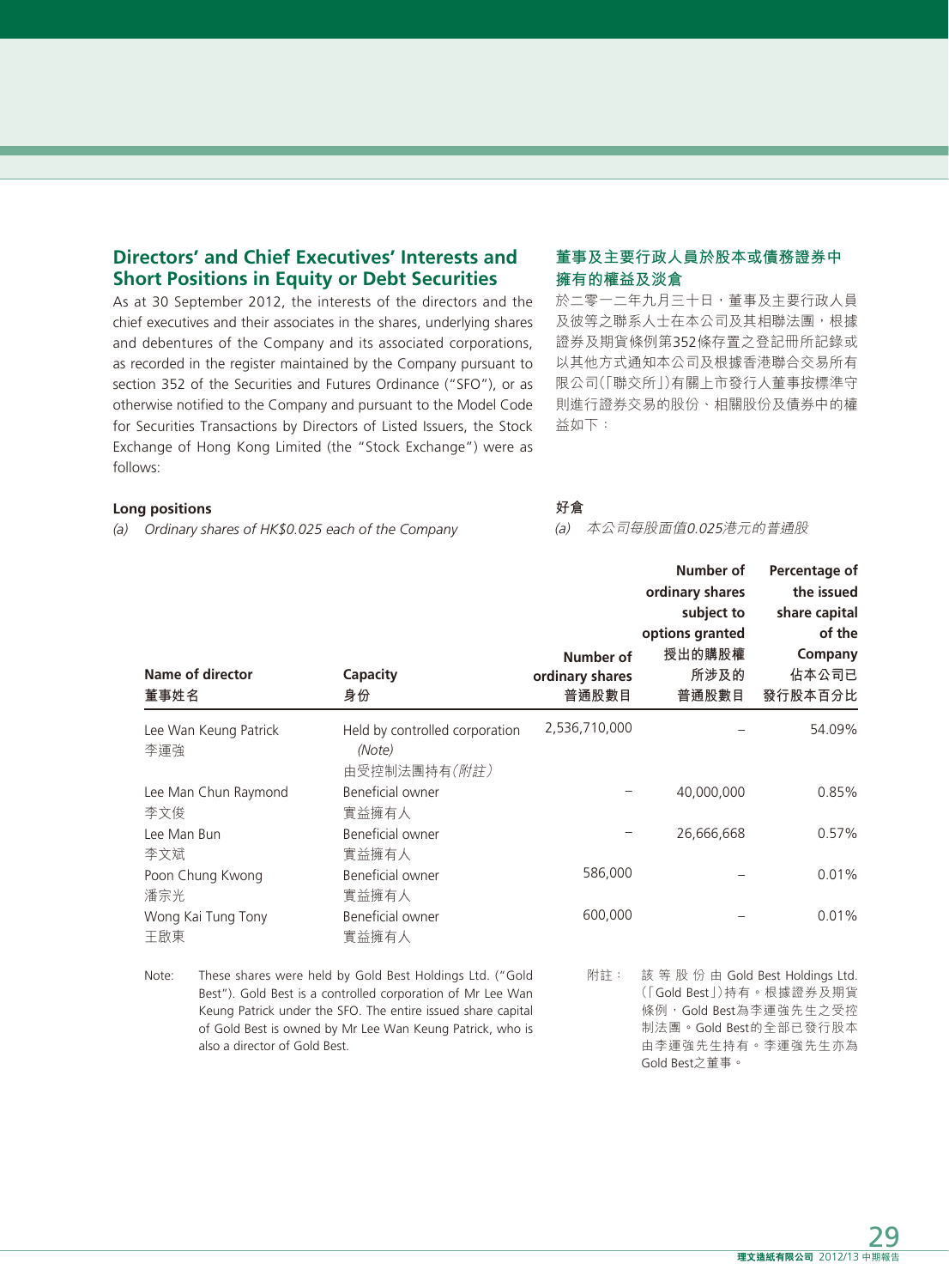## Directors' and Chief Executives' Interests and Short Positions in Equity or Debt Securities

As at 30 September 2012, the interests of the directors and the chief executives and their associates in the shares, underlying shares and debentures of the Company and its associated corporations, as recorded in the register maintained by the Company pursuant to section 352 of the Securities and Futures Ordinance ("SFO"), or as otherwise notified to the Company and pursuant to the Model Code for Securities Transactions by Directors of Listed Issuers, the Stock Exchange of Hong Kong Limited (the "Stock Exchange") were as follows:

## 董事及主要行政人員於股本或債務證券中擁有的權益及淡倉

於二零一二年九月三十日，董事及主要行政人員及彼等之聯系人士在本公司及其相聯法團，根據證券及期貨條例第352條存置之登記冊所記錄或以其他方式通知本公司及根據香港聯合交易所有限公司(「聯交所」)有關上市發行人董事按標準守則進行證券交易的股份、相關股份及債券中的權益如下：

**Long positions**

**好倉**

*(a) Ordinary shares of HK$0.025 each of the Company*

*(a) 本公司每股面值0.025港元的普通股*

| Name of director 董事姓名 | Capacity 身份 | Number of ordinary shares 普通股數目 | Number of ordinary shares subject to options granted 授出的購股權所涉及的普通股數目 | Percentage of the issued share capital of the Company 佔本公司已發行股本百分比 |
|---|---|---|---|---|
| Lee Wan Keung Patrick 李運強 | Held by controlled corporation *(Note)* 由受控制法團持有*(附註)* | 2,536,710,000 | – | 54.09% |
| Lee Man Chun Raymond 李文俊 | Beneficial owner 實益擁有人 | – | 40,000,000 | 0.85% |
| Lee Man Bun 李文斌 | Beneficial owner 實益擁有人 | – | 26,666,668 | 0.57% |
| Poon Chung Kwong 潘宗光 | Beneficial owner 實益擁有人 | 586,000 | – | 0.01% |
| Wong Kai Tung Tony 王啟東 | Beneficial owner 實益擁有人 | 600,000 | – | 0.01% |

Note: These shares were held by Gold Best Holdings Ltd. ("Gold Best"). Gold Best is a controlled corporation of Mr Lee Wan Keung Patrick under the SFO. The entire issued share capital of Gold Best is owned by Mr Lee Wan Keung Patrick, who is also a director of Gold Best.

附註：該等股份由Gold Best Holdings Ltd.(「Gold Best」)持有。根據證券及期貨條例，Gold Best為李運強先生之受控制法團。Gold Best的全部已發行股本由李運強先生持有。李運強先生亦為Gold Best之董事。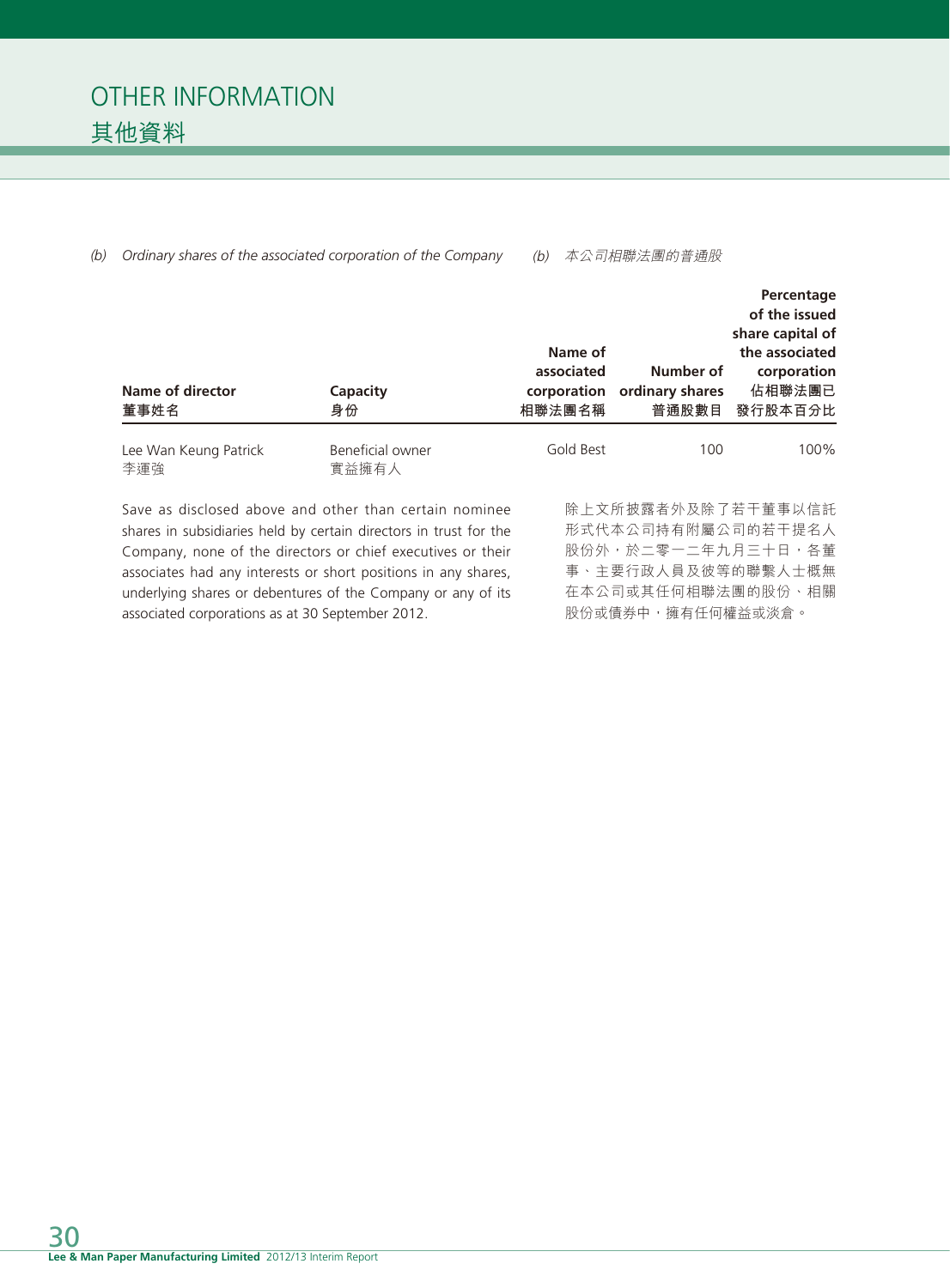# OTHER INFORMATION
# 其他資料

*(b) Ordinary shares of the associated corporation of the Company*　　*(b) 本公司相聯法團的普通股*

| Name of director<br>董事姓名 | Capacity<br>身份 | Name of associated corporation<br>相聯法團名稱 | Number of ordinary shares<br>普通股數目 | Percentage of the issued share capital of the associated corporation<br>佔相聯法團已發行股本百分比 |
|---|---|---|---|---|
| Lee Wan Keung Patrick<br>李運強 | Beneficial owner<br>實益擁有人 | Gold Best | 100 | 100% |

Save as disclosed above and other than certain nominee shares in subsidiaries held by certain directors in trust for the Company, none of the directors or chief executives or their associates had any interests or short positions in any shares, underlying shares or debentures of the Company or any of its associated corporations as at 30 September 2012.

除上文所披露者外及除了若干董事以信託形式代本公司持有附屬公司的若干提名人股份外，於二零一二年九月三十日，各董事、主要行政人員及彼等的聯繫人士概無在本公司或其任何相聯法團的股份、相關股份或債券中，擁有任何權益或淡倉。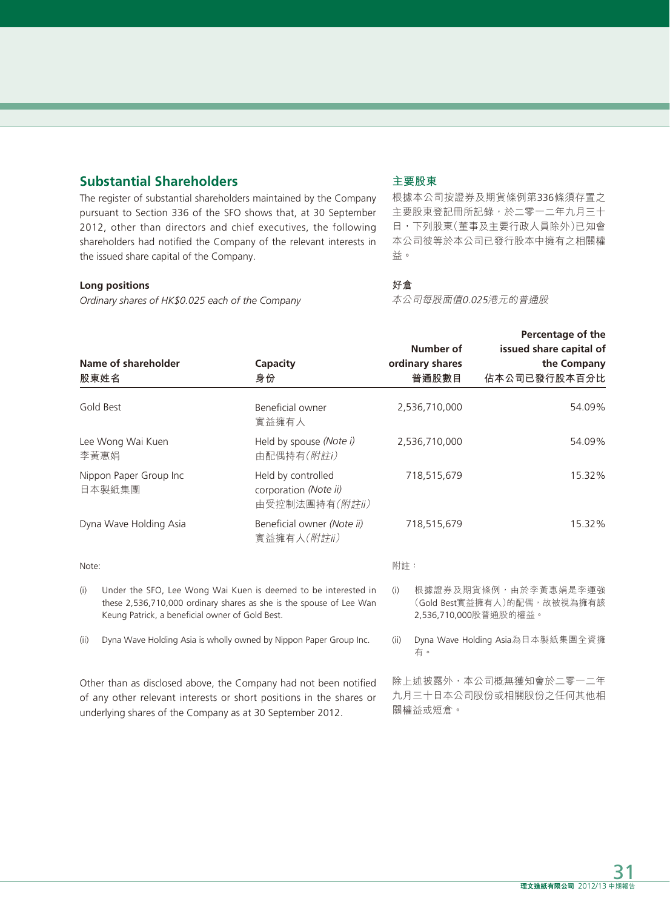## Substantial Shareholders

The register of substantial shareholders maintained by the Company pursuant to Section 336 of the SFO shows that, at 30 September 2012, other than directors and chief executives, the following shareholders had notified the Company of the relevant interests in the issued share capital of the Company.

## 主要股東

根據本公司按證券及期貨條例第336條須存置之主要股東登記冊所記錄，於二零一二年九月三十日，下列股東(董事及主要行政人員除外)已知會本公司彼等於本公司已發行股本中擁有之相關權益。

**Long positions**

*Ordinary shares of HK$0.025 each of the Company*

**好倉**

*本公司每股股面值0.025港元的普通股*

| Name of shareholder<br>股東姓名 | Capacity<br>身份 | Number of ordinary shares<br>普通股數目 | Percentage of the issued share capital of the Company<br>佔本公司已發行股本百分比 |
|---|---|---|---|
| Gold Best | Beneficial owner<br>實益擁有人 | 2,536,710,000 | 54.09% |
| Lee Wong Wai Kuen<br>李黃惠娟 | Held by spouse *(Note i)*<br>由配偶持有*(附註i)* | 2,536,710,000 | 54.09% |
| Nippon Paper Group Inc<br>日本製紙集團 | Held by controlled corporation *(Note ii)*<br>由受控制法團持有*(附註ii)* | 718,515,679 | 15.32% |
| Dyna Wave Holding Asia | Beneficial owner *(Note ii)*<br>實益擁有人*(附註ii)* | 718,515,679 | 15.32% |

Note:

(i) Under the SFO, Lee Wong Wai Kuen is deemed to be interested in these 2,536,710,000 ordinary shares as she is the spouse of Lee Wan Keung Patrick, a beneficial owner of Gold Best.

(ii) Dyna Wave Holding Asia is wholly owned by Nippon Paper Group Inc.

附註：

(i) 根據證券及期貨條例，由於李黃惠娟是李運強(Gold Best實益擁有人)的配偶，故被視為擁有該2,536,710,000股普通股的權益。

(ii) Dyna Wave Holding Asia為日本製紙集團全資擁有。

Other than as disclosed above, the Company had not been notified of any other relevant interests or short positions in the shares or underlying shares of the Company as at 30 September 2012.

除上述披露外，本公司概無獲知會於二零一二年九月三十日本公司股份或相關股份之任何其他相關權益或短倉。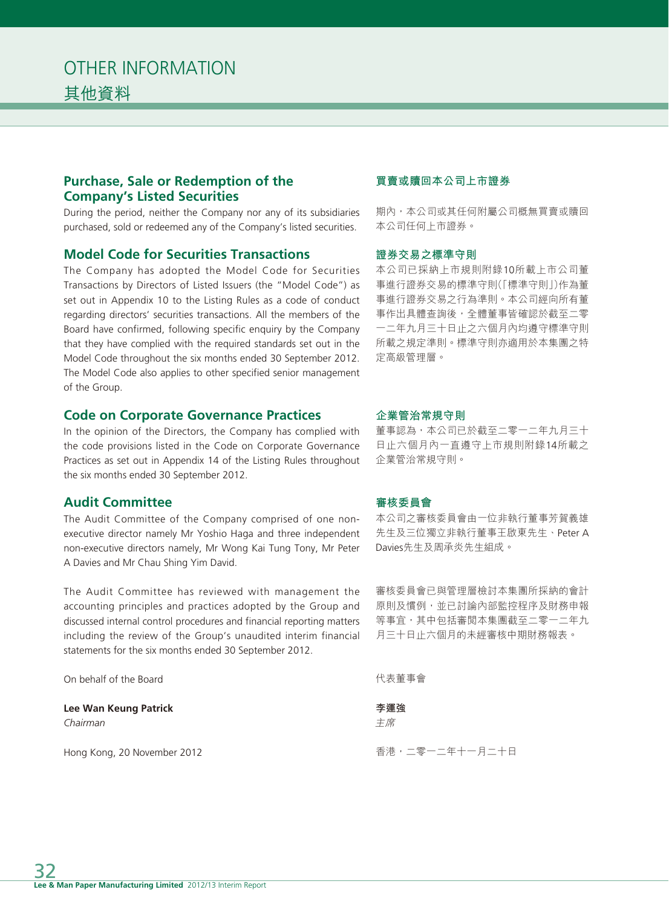# OTHER INFORMATION
# 其他資料

## Purchase, Sale or Redemption of the Company's Listed Securities

During the period, neither the Company nor any of its subsidiaries purchased, sold or redeemed any of the Company's listed securities.

## 買賣或贖回本公司上市證券

期內，本公司或其任何附屬公司概無買賣或贖回本公司任何上市證券。

## Model Code for Securities Transactions

The Company has adopted the Model Code for Securities Transactions by Directors of Listed Issuers (the "Model Code") as set out in Appendix 10 to the Listing Rules as a code of conduct regarding directors' securities transactions. All the members of the Board have confirmed, following specific enquiry by the Company that they have complied with the required standards set out in the Model Code throughout the six months ended 30 September 2012. The Model Code also applies to other specified senior management of the Group.

## 證券交易之標準守則

本公司已採納上市規則附錄10所載上市公司董事進行證券交易的標準守則（「標準守則」）作為董事進行證券交易之行為準則。本公司經向所有董事作出具體查詢後，全體董事皆確認於截至二零一二年九月三十日止之六個月內均遵守標準守則所載之規定準則。標準守則亦適用於本集團之特定高級管理層。

## Code on Corporate Governance Practices

In the opinion of the Directors, the Company has complied with the code provisions listed in the Code on Corporate Governance Practices as set out in Appendix 14 of the Listing Rules throughout the six months ended 30 September 2012.

## 企業管治常規守則

董事認為，本公司已於截至二零一二年九月三十日止六個月內一直遵守上市規則附錄14所載之企業管治常規守則。

## Audit Committee

The Audit Committee of the Company comprised of one non-executive director namely Mr Yoshio Haga and three independent non-executive directors namely, Mr Wong Kai Tung Tony, Mr Peter A Davies and Mr Chau Shing Yim David.

The Audit Committee has reviewed with management the accounting principles and practices adopted by the Group and discussed internal control procedures and financial reporting matters including the review of the Group's unaudited interim financial statements for the six months ended 30 September 2012.

## 審核委員會

本公司之審核委員會由一位非執行董事芳賀義雄先生及三位獨立非執行董事王啟東先生、Peter A Davies先生及周承炎先生組成。

審核委員會已與管理層檢討本集團所採納的會計原則及慣例，並已討論內部監控程序及財務申報等事宜，其中包括審閱本集團截至二零一二年九月三十日止六個月的未經審核中期財務報表。

On behalf of the Board

**Lee Wan Keung Patrick**
*Chairman*

Hong Kong, 20 November 2012

代表董事會

**李運強**
*主席*

香港，二零一二年十一月二十日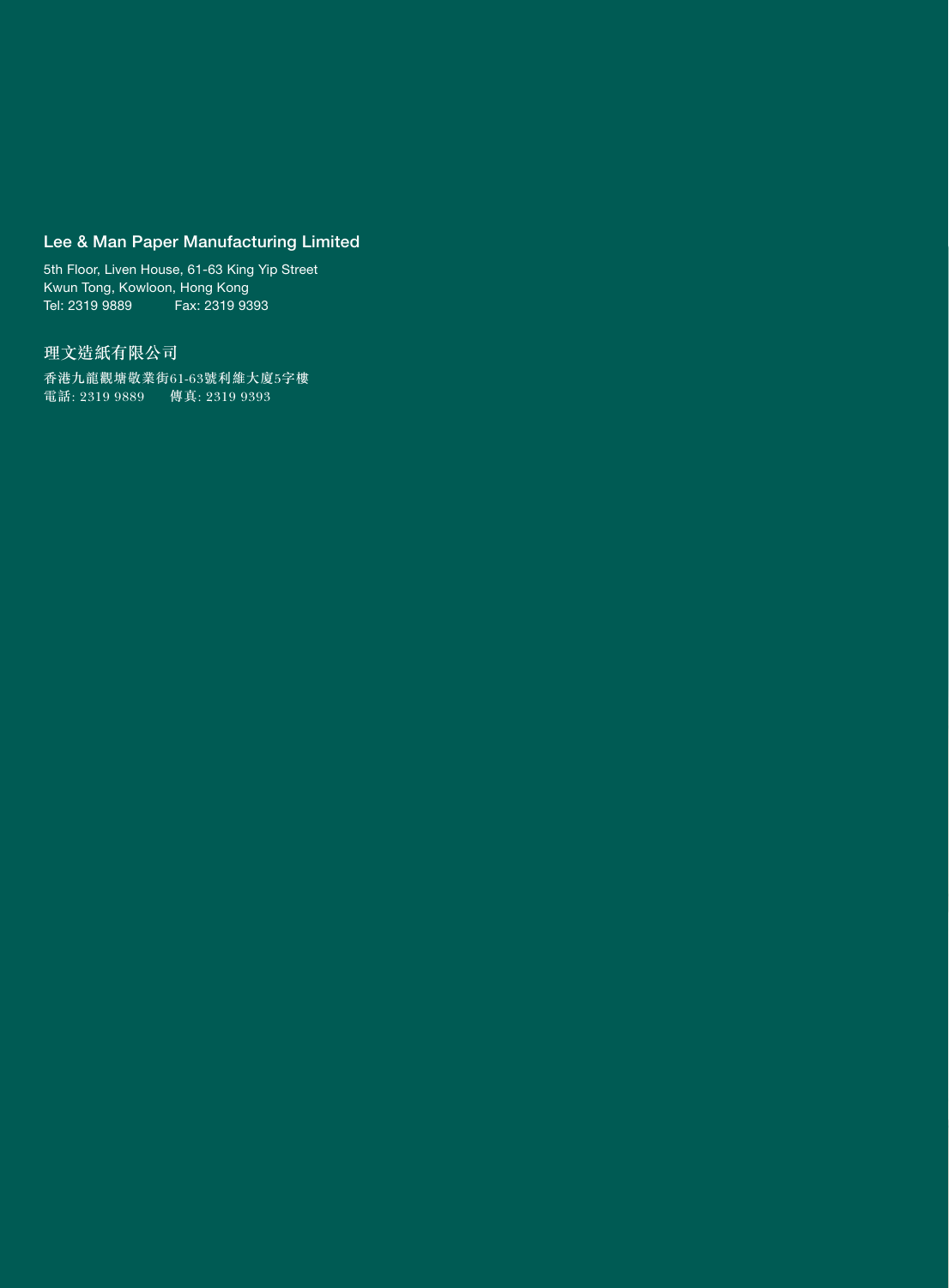**Lee & Man Paper Manufacturing Limited**

5th Floor, Liven House, 61-63 King Yip Street
Kwun Tong, Kowloon, Hong Kong
Tel: 2319 9889 Fax: 2319 9393

**理文造紙有限公司**

香港九龍觀塘敬業街61-63號利維大廈5字樓
電話: 2319 9889 傳真: 2319 9393